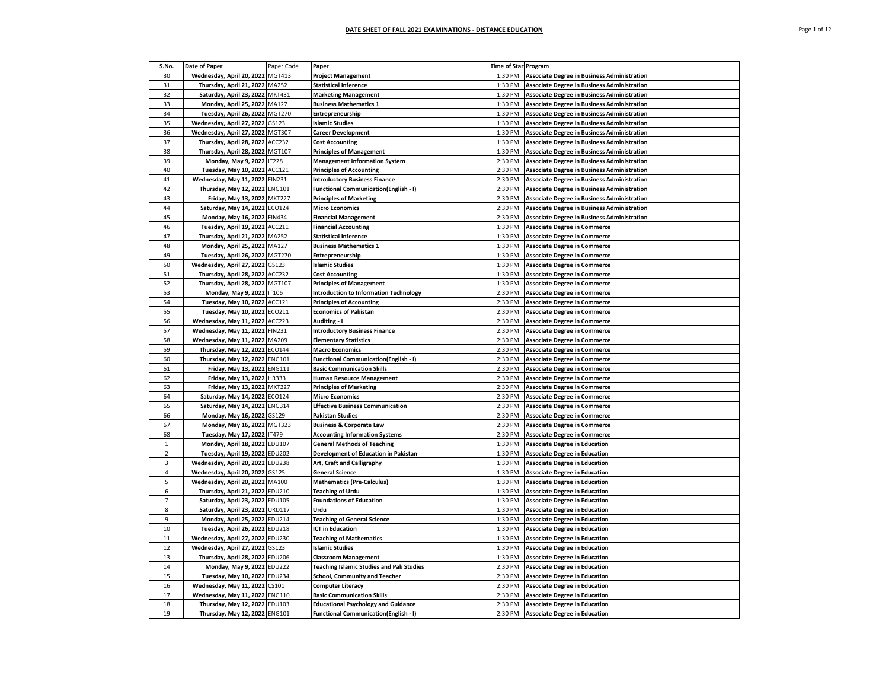## DATE SHEET OF FALL 2021 EXAMINATIONS - DISTANCE EDUCATION

| S.No. | Date of Paper | Paper Code | Paper | Time of Start | Program |
|---|---|---|---|---|---|
| 30 | Wednesday, April 20, 2022 | MGT413 | Project Management | 1:30 PM | Associate Degree in Business Administration |
| 31 | Thursday, April 21, 2022 | MA252 | Statistical Inference | 1:30 PM | Associate Degree in Business Administration |
| 32 | Saturday, April 23, 2022 | MKT431 | Marketing Management | 1:30 PM | Associate Degree in Business Administration |
| 33 | Monday, April 25, 2022 | MA127 | Business Mathematics 1 | 1:30 PM | Associate Degree in Business Administration |
| 34 | Tuesday, April 26, 2022 | MGT270 | Entrepreneurship | 1:30 PM | Associate Degree in Business Administration |
| 35 | Wednesday, April 27, 2022 | GS123 | Islamic Studies | 1:30 PM | Associate Degree in Business Administration |
| 36 | Wednesday, April 27, 2022 | MGT307 | Career Development | 1:30 PM | Associate Degree in Business Administration |
| 37 | Thursday, April 28, 2022 | ACC232 | Cost Accounting | 1:30 PM | Associate Degree in Business Administration |
| 38 | Thursday, April 28, 2022 | MGT107 | Principles of Management | 1:30 PM | Associate Degree in Business Administration |
| 39 | Monday, May 9, 2022 | IT228 | Management Information System | 2:30 PM | Associate Degree in Business Administration |
| 40 | Tuesday, May 10, 2022 | ACC121 | Principles of Accounting | 2:30 PM | Associate Degree in Business Administration |
| 41 | Wednesday, May 11, 2022 | FIN231 | Introductory Business Finance | 2:30 PM | Associate Degree in Business Administration |
| 42 | Thursday, May 12, 2022 | ENG101 | Functional Communication(English - I) | 2:30 PM | Associate Degree in Business Administration |
| 43 | Friday, May 13, 2022 | MKT227 | Principles of Marketing | 2:30 PM | Associate Degree in Business Administration |
| 44 | Saturday, May 14, 2022 | ECO124 | Micro Economics | 2:30 PM | Associate Degree in Business Administration |
| 45 | Monday, May 16, 2022 | FIN434 | Financial Management | 2:30 PM | Associate Degree in Business Administration |
| 46 | Tuesday, April 19, 2022 | ACC211 | Financial Accounting | 1:30 PM | Associate Degree in Commerce |
| 47 | Thursday, April 21, 2022 | MA252 | Statistical Inference | 1:30 PM | Associate Degree in Commerce |
| 48 | Monday, April 25, 2022 | MA127 | Business Mathematics 1 | 1:30 PM | Associate Degree in Commerce |
| 49 | Tuesday, April 26, 2022 | MGT270 | Entrepreneurship | 1:30 PM | Associate Degree in Commerce |
| 50 | Wednesday, April 27, 2022 | GS123 | Islamic Studies | 1:30 PM | Associate Degree in Commerce |
| 51 | Thursday, April 28, 2022 | ACC232 | Cost Accounting | 1:30 PM | Associate Degree in Commerce |
| 52 | Thursday, April 28, 2022 | MGT107 | Principles of Management | 1:30 PM | Associate Degree in Commerce |
| 53 | Monday, May 9, 2022 | IT106 | Introduction to Information Technology | 2:30 PM | Associate Degree in Commerce |
| 54 | Tuesday, May 10, 2022 | ACC121 | Principles of Accounting | 2:30 PM | Associate Degree in Commerce |
| 55 | Tuesday, May 10, 2022 | ECO211 | Economics of Pakistan | 2:30 PM | Associate Degree in Commerce |
| 56 | Wednesday, May 11, 2022 | ACC223 | Auditing - I | 2:30 PM | Associate Degree in Commerce |
| 57 | Wednesday, May 11, 2022 | FIN231 | Introductory Business Finance | 2:30 PM | Associate Degree in Commerce |
| 58 | Wednesday, May 11, 2022 | MA209 | Elementary Statistics | 2:30 PM | Associate Degree in Commerce |
| 59 | Thursday, May 12, 2022 | ECO144 | Macro Economics | 2:30 PM | Associate Degree in Commerce |
| 60 | Thursday, May 12, 2022 | ENG101 | Functional Communication(English - I) | 2:30 PM | Associate Degree in Commerce |
| 61 | Friday, May 13, 2022 | ENG111 | Basic Communication Skills | 2:30 PM | Associate Degree in Commerce |
| 62 | Friday, May 13, 2022 | HR333 | Human Resource Management | 2:30 PM | Associate Degree in Commerce |
| 63 | Friday, May 13, 2022 | MKT227 | Principles of Marketing | 2:30 PM | Associate Degree in Commerce |
| 64 | Saturday, May 14, 2022 | ECO124 | Micro Economics | 2:30 PM | Associate Degree in Commerce |
| 65 | Saturday, May 14, 2022 | ENG314 | Effective Business Communication | 2:30 PM | Associate Degree in Commerce |
| 66 | Monday, May 16, 2022 | GS129 | Pakistan Studies | 2:30 PM | Associate Degree in Commerce |
| 67 | Monday, May 16, 2022 | MGT323 | Business & Corporate Law | 2:30 PM | Associate Degree in Commerce |
| 68 | Tuesday, May 17, 2022 | IT479 | Accounting Information Systems | 2:30 PM | Associate Degree in Commerce |
| 1 | Monday, April 18, 2022 | EDU107 | General Methods of Teaching | 1:30 PM | Associate Degree in Education |
| 2 | Tuesday, April 19, 2022 | EDU202 | Development of Education in Pakistan | 1:30 PM | Associate Degree in Education |
| 3 | Wednesday, April 20, 2022 | EDU238 | Art, Craft and Calligraphy | 1:30 PM | Associate Degree in Education |
| 4 | Wednesday, April 20, 2022 | GS125 | General Science | 1:30 PM | Associate Degree in Education |
| 5 | Wednesday, April 20, 2022 | MA100 | Mathematics (Pre-Calculus) | 1:30 PM | Associate Degree in Education |
| 6 | Thursday, April 21, 2022 | EDU210 | Teaching of Urdu | 1:30 PM | Associate Degree in Education |
| 7 | Saturday, April 23, 2022 | EDU105 | Foundations of Education | 1:30 PM | Associate Degree in Education |
| 8 | Saturday, April 23, 2022 | URD117 | Urdu | 1:30 PM | Associate Degree in Education |
| 9 | Monday, April 25, 2022 | EDU214 | Teaching of General Science | 1:30 PM | Associate Degree in Education |
| 10 | Tuesday, April 26, 2022 | EDU218 | ICT in Education | 1:30 PM | Associate Degree in Education |
| 11 | Wednesday, April 27, 2022 | EDU230 | Teaching of Mathematics | 1:30 PM | Associate Degree in Education |
| 12 | Wednesday, April 27, 2022 | GS123 | Islamic Studies | 1:30 PM | Associate Degree in Education |
| 13 | Thursday, April 28, 2022 | EDU206 | Classroom Management | 1:30 PM | Associate Degree in Education |
| 14 | Monday, May 9, 2022 | EDU222 | Teaching Islamic Studies and Pak Studies | 2:30 PM | Associate Degree in Education |
| 15 | Tuesday, May 10, 2022 | EDU234 | School, Community and Teacher | 2:30 PM | Associate Degree in Education |
| 16 | Wednesday, May 11, 2022 | CS101 | Computer Literacy | 2:30 PM | Associate Degree in Education |
| 17 | Wednesday, May 11, 2022 | ENG110 | Basic Communication Skills | 2:30 PM | Associate Degree in Education |
| 18 | Thursday, May 12, 2022 | EDU103 | Educational Psychology and Guidance | 2:30 PM | Associate Degree in Education |
| 19 | Thursday, May 12, 2022 | ENG101 | Functional Communication(English - I) | 2:30 PM | Associate Degree in Education |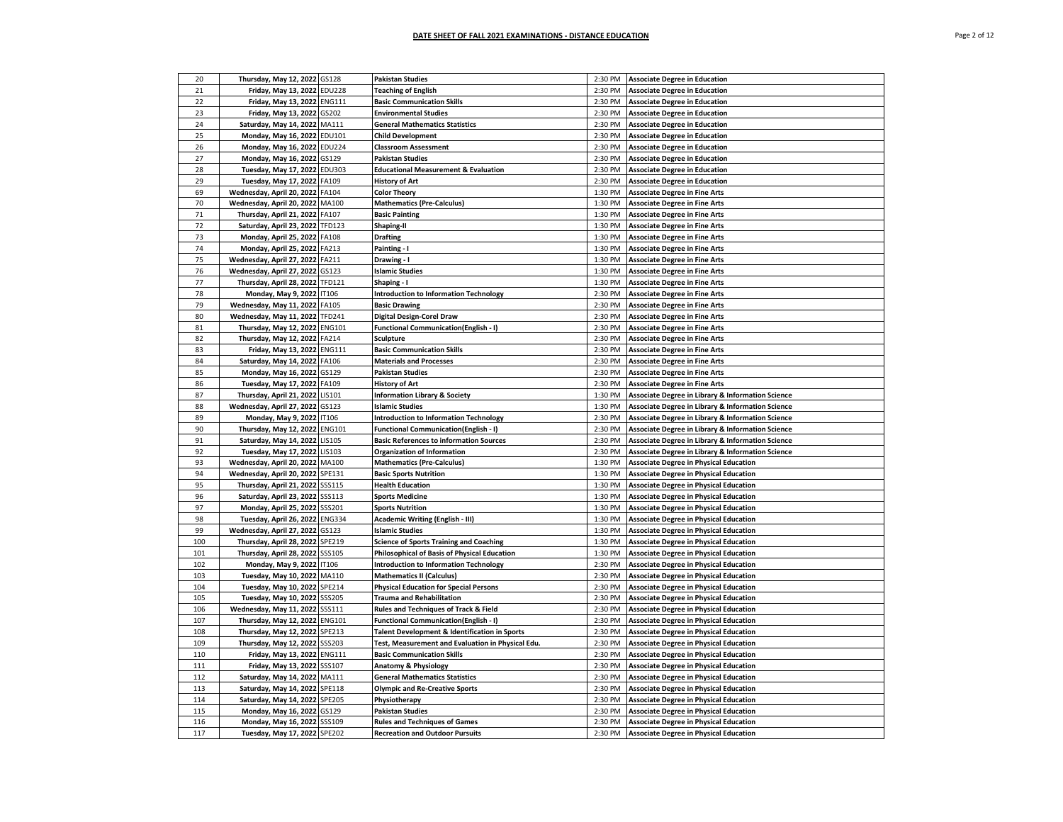## DATE SHEET OF FALL 2021 EXAMINATIONS - DISTANCE EDUCATION

| | | | | | |
|---|---|---|---|---|---|
| 20 | Thursday, May 12, 2022 | GS128 | Pakistan Studies | 2:30 PM | Associate Degree in Education |
| 21 | Friday, May 13, 2022 | EDU228 | Teaching of English | 2:30 PM | Associate Degree in Education |
| 22 | Friday, May 13, 2022 | ENG111 | Basic Communication Skills | 2:30 PM | Associate Degree in Education |
| 23 | Friday, May 13, 2022 | GS202 | Environmental Studies | 2:30 PM | Associate Degree in Education |
| 24 | Saturday, May 14, 2022 | MA111 | General Mathematics Statistics | 2:30 PM | Associate Degree in Education |
| 25 | Monday, May 16, 2022 | EDU101 | Child Development | 2:30 PM | Associate Degree in Education |
| 26 | Monday, May 16, 2022 | EDU224 | Classroom Assessment | 2:30 PM | Associate Degree in Education |
| 27 | Monday, May 16, 2022 | GS129 | Pakistan Studies | 2:30 PM | Associate Degree in Education |
| 28 | Tuesday, May 17, 2022 | EDU303 | Educational Measurement & Evaluation | 2:30 PM | Associate Degree in Education |
| 29 | Tuesday, May 17, 2022 | FA109 | History of Art | 2:30 PM | Associate Degree in Education |
| 69 | Wednesday, April 20, 2022 | FA104 | Color Theory | 1:30 PM | Associate Degree in Fine Arts |
| 70 | Wednesday, April 20, 2022 | MA100 | Mathematics (Pre-Calculus) | 1:30 PM | Associate Degree in Fine Arts |
| 71 | Thursday, April 21, 2022 | FA107 | Basic Painting | 1:30 PM | Associate Degree in Fine Arts |
| 72 | Saturday, April 23, 2022 | TFD123 | Shaping-II | 1:30 PM | Associate Degree in Fine Arts |
| 73 | Monday, April 25, 2022 | FA108 | Drafting | 1:30 PM | Associate Degree in Fine Arts |
| 74 | Monday, April 25, 2022 | FA213 | Painting - I | 1:30 PM | Associate Degree in Fine Arts |
| 75 | Wednesday, April 27, 2022 | FA211 | Drawing - I | 1:30 PM | Associate Degree in Fine Arts |
| 76 | Wednesday, April 27, 2022 | GS123 | Islamic Studies | 1:30 PM | Associate Degree in Fine Arts |
| 77 | Thursday, April 28, 2022 | TFD121 | Shaping - I | 1:30 PM | Associate Degree in Fine Arts |
| 78 | Monday, May 9, 2022 | IT106 | Introduction to Information Technology | 2:30 PM | Associate Degree in Fine Arts |
| 79 | Wednesday, May 11, 2022 | FA105 | Basic Drawing | 2:30 PM | Associate Degree in Fine Arts |
| 80 | Wednesday, May 11, 2022 | TFD241 | Digital Design-Corel Draw | 2:30 PM | Associate Degree in Fine Arts |
| 81 | Thursday, May 12, 2022 | ENG101 | Functional Communication(English - I) | 2:30 PM | Associate Degree in Fine Arts |
| 82 | Thursday, May 12, 2022 | FA214 | Sculpture | 2:30 PM | Associate Degree in Fine Arts |
| 83 | Friday, May 13, 2022 | ENG111 | Basic Communication Skills | 2:30 PM | Associate Degree in Fine Arts |
| 84 | Saturday, May 14, 2022 | FA106 | Materials and Processes | 2:30 PM | Associate Degree in Fine Arts |
| 85 | Monday, May 16, 2022 | GS129 | Pakistan Studies | 2:30 PM | Associate Degree in Fine Arts |
| 86 | Tuesday, May 17, 2022 | FA109 | History of Art | 2:30 PM | Associate Degree in Fine Arts |
| 87 | Thursday, April 21, 2022 | LIS101 | Information Library & Society | 1:30 PM | Associate Degree in Library & Information Science |
| 88 | Wednesday, April 27, 2022 | GS123 | Islamic Studies | 1:30 PM | Associate Degree in Library & Information Science |
| 89 | Monday, May 9, 2022 | IT106 | Introduction to Information Technology | 2:30 PM | Associate Degree in Library & Information Science |
| 90 | Thursday, May 12, 2022 | ENG101 | Functional Communication(English - I) | 2:30 PM | Associate Degree in Library & Information Science |
| 91 | Saturday, May 14, 2022 | LIS105 | Basic References to information Sources | 2:30 PM | Associate Degree in Library & Information Science |
| 92 | Tuesday, May 17, 2022 | LIS103 | Organization of Information | 2:30 PM | Associate Degree in Library & Information Science |
| 93 | Wednesday, April 20, 2022 | MA100 | Mathematics (Pre-Calculus) | 1:30 PM | Associate Degree in Physical Education |
| 94 | Wednesday, April 20, 2022 | SPE131 | Basic Sports Nutrition | 1:30 PM | Associate Degree in Physical Education |
| 95 | Thursday, April 21, 2022 | SSS115 | Health Education | 1:30 PM | Associate Degree in Physical Education |
| 96 | Saturday, April 23, 2022 | SSS113 | Sports Medicine | 1:30 PM | Associate Degree in Physical Education |
| 97 | Monday, April 25, 2022 | SSS201 | Sports Nutrition | 1:30 PM | Associate Degree in Physical Education |
| 98 | Tuesday, April 26, 2022 | ENG334 | Academic Writing (English - III) | 1:30 PM | Associate Degree in Physical Education |
| 99 | Wednesday, April 27, 2022 | GS123 | Islamic Studies | 1:30 PM | Associate Degree in Physical Education |
| 100 | Thursday, April 28, 2022 | SPE219 | Science of Sports Training and Coaching | 1:30 PM | Associate Degree in Physical Education |
| 101 | Thursday, April 28, 2022 | SSS105 | Philosophical of Basis of Physical Education | 1:30 PM | Associate Degree in Physical Education |
| 102 | Monday, May 9, 2022 | IT106 | Introduction to Information Technology | 2:30 PM | Associate Degree in Physical Education |
| 103 | Tuesday, May 10, 2022 | MA110 | Mathematics II (Calculus) | 2:30 PM | Associate Degree in Physical Education |
| 104 | Tuesday, May 10, 2022 | SPE214 | Physical Education for Special Persons | 2:30 PM | Associate Degree in Physical Education |
| 105 | Tuesday, May 10, 2022 | SSS205 | Trauma and Rehabilitation | 2:30 PM | Associate Degree in Physical Education |
| 106 | Wednesday, May 11, 2022 | SSS111 | Rules and Techniques of Track & Field | 2:30 PM | Associate Degree in Physical Education |
| 107 | Thursday, May 12, 2022 | ENG101 | Functional Communication(English - I) | 2:30 PM | Associate Degree in Physical Education |
| 108 | Thursday, May 12, 2022 | SPE213 | Talent Development & Identification in Sports | 2:30 PM | Associate Degree in Physical Education |
| 109 | Thursday, May 12, 2022 | SSS203 | Test, Measurement and Evaluation in Physical Edu. | 2:30 PM | Associate Degree in Physical Education |
| 110 | Friday, May 13, 2022 | ENG111 | Basic Communication Skills | 2:30 PM | Associate Degree in Physical Education |
| 111 | Friday, May 13, 2022 | SSS107 | Anatomy & Physiology | 2:30 PM | Associate Degree in Physical Education |
| 112 | Saturday, May 14, 2022 | MA111 | General Mathematics Statistics | 2:30 PM | Associate Degree in Physical Education |
| 113 | Saturday, May 14, 2022 | SPE118 | Olympic and Re-Creative Sports | 2:30 PM | Associate Degree in Physical Education |
| 114 | Saturday, May 14, 2022 | SPE205 | Physiotherapy | 2:30 PM | Associate Degree in Physical Education |
| 115 | Monday, May 16, 2022 | GS129 | Pakistan Studies | 2:30 PM | Associate Degree in Physical Education |
| 116 | Monday, May 16, 2022 | SSS109 | Rules and Techniques of Games | 2:30 PM | Associate Degree in Physical Education |
| 117 | Tuesday, May 17, 2022 | SPE202 | Recreation and Outdoor Pursuits | 2:30 PM | Associate Degree in Physical Education |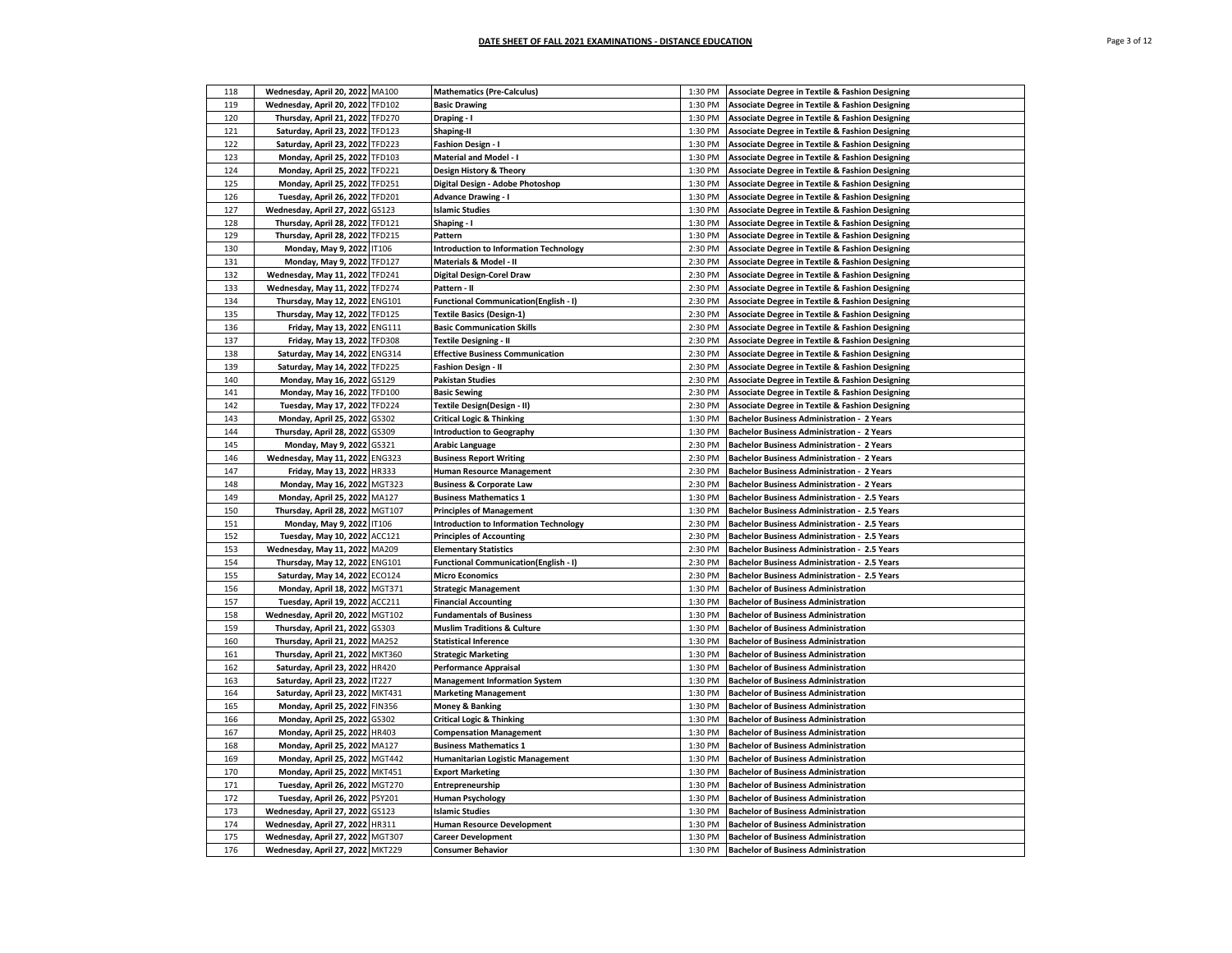## DATE SHEET OF FALL 2021 EXAMINATIONS - DISTANCE EDUCATION

| | | | | | |
|---|---|---|---|---|---|
| 118 | Wednesday, April 20, 2022 | MA100 | Mathematics (Pre-Calculus) | 1:30 PM | Associate Degree in Textile & Fashion Designing |
| 119 | Wednesday, April 20, 2022 | TFD102 | Basic Drawing | 1:30 PM | Associate Degree in Textile & Fashion Designing |
| 120 | Thursday, April 21, 2022 | TFD270 | Draping - I | 1:30 PM | Associate Degree in Textile & Fashion Designing |
| 121 | Saturday, April 23, 2022 | TFD123 | Shaping-II | 1:30 PM | Associate Degree in Textile & Fashion Designing |
| 122 | Saturday, April 23, 2022 | TFD223 | Fashion Design - I | 1:30 PM | Associate Degree in Textile & Fashion Designing |
| 123 | Monday, April 25, 2022 | TFD103 | Material and Model - I | 1:30 PM | Associate Degree in Textile & Fashion Designing |
| 124 | Monday, April 25, 2022 | TFD221 | Design History & Theory | 1:30 PM | Associate Degree in Textile & Fashion Designing |
| 125 | Monday, April 25, 2022 | TFD251 | Digital Design - Adobe Photoshop | 1:30 PM | Associate Degree in Textile & Fashion Designing |
| 126 | Tuesday, April 26, 2022 | TFD201 | Advance Drawing - I | 1:30 PM | Associate Degree in Textile & Fashion Designing |
| 127 | Wednesday, April 27, 2022 | GS123 | Islamic Studies | 1:30 PM | Associate Degree in Textile & Fashion Designing |
| 128 | Thursday, April 28, 2022 | TFD121 | Shaping - I | 1:30 PM | Associate Degree in Textile & Fashion Designing |
| 129 | Thursday, April 28, 2022 | TFD215 | Pattern | 1:30 PM | Associate Degree in Textile & Fashion Designing |
| 130 | Monday, May 9, 2022 | IT106 | Introduction to Information Technology | 2:30 PM | Associate Degree in Textile & Fashion Designing |
| 131 | Monday, May 9, 2022 | TFD127 | Materials & Model - II | 2:30 PM | Associate Degree in Textile & Fashion Designing |
| 132 | Wednesday, May 11, 2022 | TFD241 | Digital Design-Corel Draw | 2:30 PM | Associate Degree in Textile & Fashion Designing |
| 133 | Wednesday, May 11, 2022 | TFD274 | Pattern - II | 2:30 PM | Associate Degree in Textile & Fashion Designing |
| 134 | Thursday, May 12, 2022 | ENG101 | Functional Communication(English - I) | 2:30 PM | Associate Degree in Textile & Fashion Designing |
| 135 | Thursday, May 12, 2022 | TFD125 | Textile Basics (Design-1) | 2:30 PM | Associate Degree in Textile & Fashion Designing |
| 136 | Friday, May 13, 2022 | ENG111 | Basic Communication Skills | 2:30 PM | Associate Degree in Textile & Fashion Designing |
| 137 | Friday, May 13, 2022 | TFD308 | Textile Designing - II | 2:30 PM | Associate Degree in Textile & Fashion Designing |
| 138 | Saturday, May 14, 2022 | ENG314 | Effective Business Communication | 2:30 PM | Associate Degree in Textile & Fashion Designing |
| 139 | Saturday, May 14, 2022 | TFD225 | Fashion Design - II | 2:30 PM | Associate Degree in Textile & Fashion Designing |
| 140 | Monday, May 16, 2022 | GS129 | Pakistan Studies | 2:30 PM | Associate Degree in Textile & Fashion Designing |
| 141 | Monday, May 16, 2022 | TFD100 | Basic Sewing | 2:30 PM | Associate Degree in Textile & Fashion Designing |
| 142 | Tuesday, May 17, 2022 | TFD224 | Textile Design(Design - II) | 2:30 PM | Associate Degree in Textile & Fashion Designing |
| 143 | Monday, April 25, 2022 | GS302 | Critical Logic & Thinking | 1:30 PM | Bachelor Business Administration - 2 Years |
| 144 | Thursday, April 28, 2022 | GS309 | Introduction to Geography | 1:30 PM | Bachelor Business Administration - 2 Years |
| 145 | Monday, May 9, 2022 | GS321 | Arabic Language | 2:30 PM | Bachelor Business Administration - 2 Years |
| 146 | Wednesday, May 11, 2022 | ENG323 | Business Report Writing | 2:30 PM | Bachelor Business Administration - 2 Years |
| 147 | Friday, May 13, 2022 | HR333 | Human Resource Management | 2:30 PM | Bachelor Business Administration - 2 Years |
| 148 | Monday, May 16, 2022 | MGT323 | Business & Corporate Law | 2:30 PM | Bachelor Business Administration - 2 Years |
| 149 | Monday, April 25, 2022 | MA127 | Business Mathematics 1 | 1:30 PM | Bachelor Business Administration - 2.5 Years |
| 150 | Thursday, April 28, 2022 | MGT107 | Principles of Management | 1:30 PM | Bachelor Business Administration - 2.5 Years |
| 151 | Monday, May 9, 2022 | IT106 | Introduction to Information Technology | 2:30 PM | Bachelor Business Administration - 2.5 Years |
| 152 | Tuesday, May 10, 2022 | ACC121 | Principles of Accounting | 2:30 PM | Bachelor Business Administration - 2.5 Years |
| 153 | Wednesday, May 11, 2022 | MA209 | Elementary Statistics | 2:30 PM | Bachelor Business Administration - 2.5 Years |
| 154 | Thursday, May 12, 2022 | ENG101 | Functional Communication(English - I) | 2:30 PM | Bachelor Business Administration - 2.5 Years |
| 155 | Saturday, May 14, 2022 | ECO124 | Micro Economics | 2:30 PM | Bachelor Business Administration - 2.5 Years |
| 156 | Monday, April 18, 2022 | MGT371 | Strategic Management | 1:30 PM | Bachelor of Business Administration |
| 157 | Tuesday, April 19, 2022 | ACC211 | Financial Accounting | 1:30 PM | Bachelor of Business Administration |
| 158 | Wednesday, April 20, 2022 | MGT102 | Fundamentals of Business | 1:30 PM | Bachelor of Business Administration |
| 159 | Thursday, April 21, 2022 | GS303 | Muslim Traditions & Culture | 1:30 PM | Bachelor of Business Administration |
| 160 | Thursday, April 21, 2022 | MA252 | Statistical Inference | 1:30 PM | Bachelor of Business Administration |
| 161 | Thursday, April 21, 2022 | MKT360 | Strategic Marketing | 1:30 PM | Bachelor of Business Administration |
| 162 | Saturday, April 23, 2022 | HR420 | Performance Appraisal | 1:30 PM | Bachelor of Business Administration |
| 163 | Saturday, April 23, 2022 | IT227 | Management Information System | 1:30 PM | Bachelor of Business Administration |
| 164 | Saturday, April 23, 2022 | MKT431 | Marketing Management | 1:30 PM | Bachelor of Business Administration |
| 165 | Monday, April 25, 2022 | FIN356 | Money & Banking | 1:30 PM | Bachelor of Business Administration |
| 166 | Monday, April 25, 2022 | GS302 | Critical Logic & Thinking | 1:30 PM | Bachelor of Business Administration |
| 167 | Monday, April 25, 2022 | HR403 | Compensation Management | 1:30 PM | Bachelor of Business Administration |
| 168 | Monday, April 25, 2022 | MA127 | Business Mathematics 1 | 1:30 PM | Bachelor of Business Administration |
| 169 | Monday, April 25, 2022 | MGT442 | Humanitarian Logistic Management | 1:30 PM | Bachelor of Business Administration |
| 170 | Monday, April 25, 2022 | MKT451 | Export Marketing | 1:30 PM | Bachelor of Business Administration |
| 171 | Tuesday, April 26, 2022 | MGT270 | Entrepreneurship | 1:30 PM | Bachelor of Business Administration |
| 172 | Tuesday, April 26, 2022 | PSY201 | Human Psychology | 1:30 PM | Bachelor of Business Administration |
| 173 | Wednesday, April 27, 2022 | GS123 | Islamic Studies | 1:30 PM | Bachelor of Business Administration |
| 174 | Wednesday, April 27, 2022 | HR311 | Human Resource Development | 1:30 PM | Bachelor of Business Administration |
| 175 | Wednesday, April 27, 2022 | MGT307 | Career Development | 1:30 PM | Bachelor of Business Administration |
| 176 | Wednesday, April 27, 2022 | MKT229 | Consumer Behavior | 1:30 PM | Bachelor of Business Administration |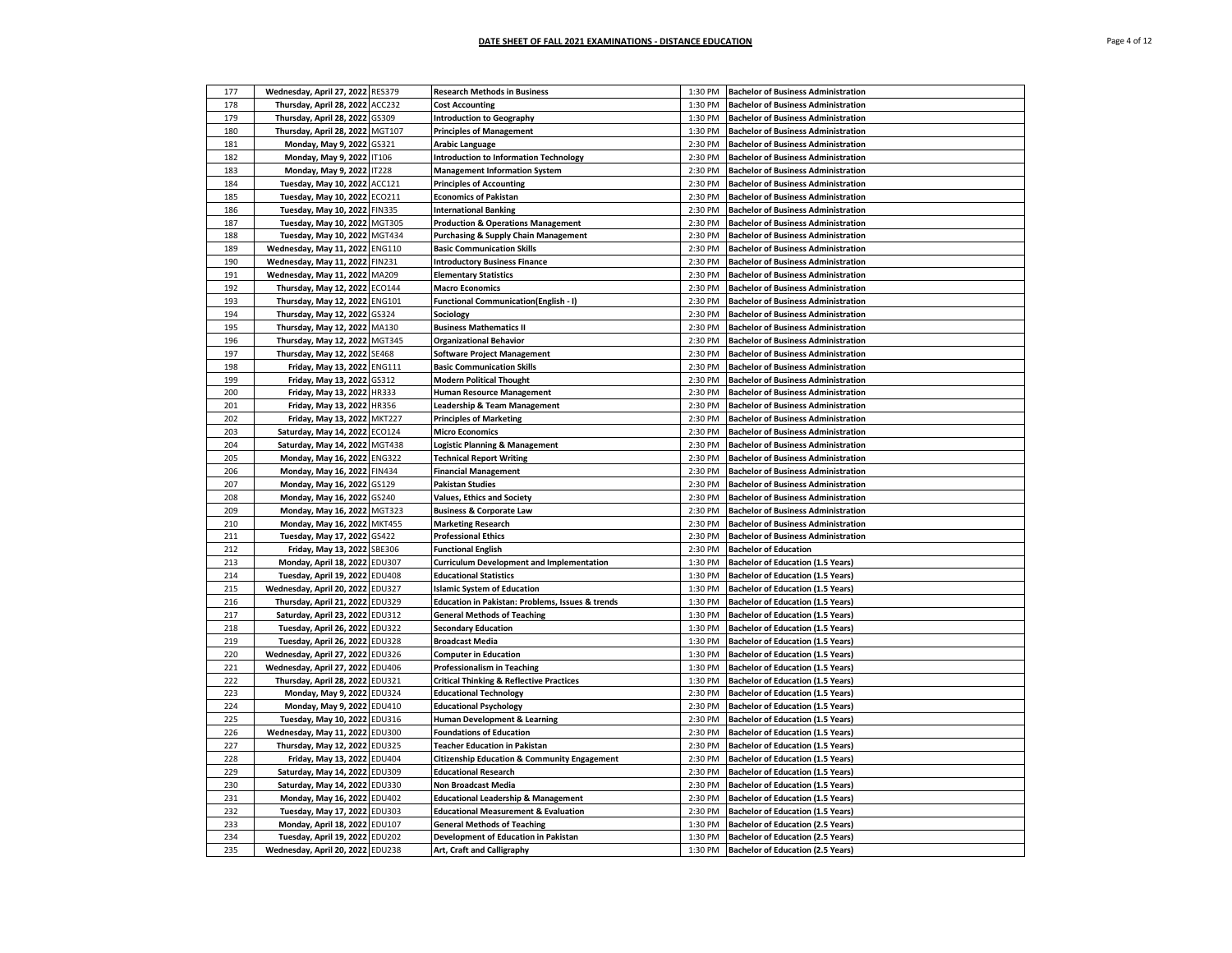## DATE SHEET OF FALL 2021 EXAMINATIONS - DISTANCE EDUCATION

| | | | | | |
|---|---|---|---|---|---|
| 177 | Wednesday, April 27, 2022 | RES379 | Research Methods in Business | 1:30 PM | Bachelor of Business Administration |
| 178 | Thursday, April 28, 2022 | ACC232 | Cost Accounting | 1:30 PM | Bachelor of Business Administration |
| 179 | Thursday, April 28, 2022 | GS309 | Introduction to Geography | 1:30 PM | Bachelor of Business Administration |
| 180 | Thursday, April 28, 2022 | MGT107 | Principles of Management | 1:30 PM | Bachelor of Business Administration |
| 181 | Monday, May 9, 2022 | GS321 | Arabic Language | 2:30 PM | Bachelor of Business Administration |
| 182 | Monday, May 9, 2022 | IT106 | Introduction to Information Technology | 2:30 PM | Bachelor of Business Administration |
| 183 | Monday, May 9, 2022 | IT228 | Management Information System | 2:30 PM | Bachelor of Business Administration |
| 184 | Tuesday, May 10, 2022 | ACC121 | Principles of Accounting | 2:30 PM | Bachelor of Business Administration |
| 185 | Tuesday, May 10, 2022 | ECO211 | Economics of Pakistan | 2:30 PM | Bachelor of Business Administration |
| 186 | Tuesday, May 10, 2022 | FIN335 | International Banking | 2:30 PM | Bachelor of Business Administration |
| 187 | Tuesday, May 10, 2022 | MGT305 | Production & Operations Management | 2:30 PM | Bachelor of Business Administration |
| 188 | Tuesday, May 10, 2022 | MGT434 | Purchasing & Supply Chain Management | 2:30 PM | Bachelor of Business Administration |
| 189 | Wednesday, May 11, 2022 | ENG110 | Basic Communication Skills | 2:30 PM | Bachelor of Business Administration |
| 190 | Wednesday, May 11, 2022 | FIN231 | Introductory Business Finance | 2:30 PM | Bachelor of Business Administration |
| 191 | Wednesday, May 11, 2022 | MA209 | Elementary Statistics | 2:30 PM | Bachelor of Business Administration |
| 192 | Thursday, May 12, 2022 | ECO144 | Macro Economics | 2:30 PM | Bachelor of Business Administration |
| 193 | Thursday, May 12, 2022 | ENG101 | Functional Communication(English - I) | 2:30 PM | Bachelor of Business Administration |
| 194 | Thursday, May 12, 2022 | GS324 | Sociology | 2:30 PM | Bachelor of Business Administration |
| 195 | Thursday, May 12, 2022 | MA130 | Business Mathematics II | 2:30 PM | Bachelor of Business Administration |
| 196 | Thursday, May 12, 2022 | MGT345 | Organizational Behavior | 2:30 PM | Bachelor of Business Administration |
| 197 | Thursday, May 12, 2022 | SE468 | Software Project Management | 2:30 PM | Bachelor of Business Administration |
| 198 | Friday, May 13, 2022 | ENG111 | Basic Communication Skills | 2:30 PM | Bachelor of Business Administration |
| 199 | Friday, May 13, 2022 | GS312 | Modern Political Thought | 2:30 PM | Bachelor of Business Administration |
| 200 | Friday, May 13, 2022 | HR333 | Human Resource Management | 2:30 PM | Bachelor of Business Administration |
| 201 | Friday, May 13, 2022 | HR356 | Leadership & Team Management | 2:30 PM | Bachelor of Business Administration |
| 202 | Friday, May 13, 2022 | MKT227 | Principles of Marketing | 2:30 PM | Bachelor of Business Administration |
| 203 | Saturday, May 14, 2022 | ECO124 | Micro Economics | 2:30 PM | Bachelor of Business Administration |
| 204 | Saturday, May 14, 2022 | MGT438 | Logistic Planning & Management | 2:30 PM | Bachelor of Business Administration |
| 205 | Monday, May 16, 2022 | ENG322 | Technical Report Writing | 2:30 PM | Bachelor of Business Administration |
| 206 | Monday, May 16, 2022 | FIN434 | Financial Management | 2:30 PM | Bachelor of Business Administration |
| 207 | Monday, May 16, 2022 | GS129 | Pakistan Studies | 2:30 PM | Bachelor of Business Administration |
| 208 | Monday, May 16, 2022 | GS240 | Values, Ethics and Society | 2:30 PM | Bachelor of Business Administration |
| 209 | Monday, May 16, 2022 | MGT323 | Business & Corporate Law | 2:30 PM | Bachelor of Business Administration |
| 210 | Monday, May 16, 2022 | MKT455 | Marketing Research | 2:30 PM | Bachelor of Business Administration |
| 211 | Tuesday, May 17, 2022 | GS422 | Professional Ethics | 2:30 PM | Bachelor of Business Administration |
| 212 | Friday, May 13, 2022 | SBE306 | Functional English | 2:30 PM | Bachelor of Education |
| 213 | Monday, April 18, 2022 | EDU307 | Curriculum Development and Implementation | 1:30 PM | Bachelor of Education (1.5 Years) |
| 214 | Tuesday, April 19, 2022 | EDU408 | Educational Statistics | 1:30 PM | Bachelor of Education (1.5 Years) |
| 215 | Wednesday, April 20, 2022 | EDU327 | Islamic System of Education | 1:30 PM | Bachelor of Education (1.5 Years) |
| 216 | Thursday, April 21, 2022 | EDU329 | Education in Pakistan: Problems, Issues & trends | 1:30 PM | Bachelor of Education (1.5 Years) |
| 217 | Saturday, April 23, 2022 | EDU312 | General Methods of Teaching | 1:30 PM | Bachelor of Education (1.5 Years) |
| 218 | Tuesday, April 26, 2022 | EDU322 | Secondary Education | 1:30 PM | Bachelor of Education (1.5 Years) |
| 219 | Tuesday, April 26, 2022 | EDU328 | Broadcast Media | 1:30 PM | Bachelor of Education (1.5 Years) |
| 220 | Wednesday, April 27, 2022 | EDU326 | Computer in Education | 1:30 PM | Bachelor of Education (1.5 Years) |
| 221 | Wednesday, April 27, 2022 | EDU406 | Professionalism in Teaching | 1:30 PM | Bachelor of Education (1.5 Years) |
| 222 | Thursday, April 28, 2022 | EDU321 | Critical Thinking & Reflective Practices | 1:30 PM | Bachelor of Education (1.5 Years) |
| 223 | Monday, May 9, 2022 | EDU324 | Educational Technology | 2:30 PM | Bachelor of Education (1.5 Years) |
| 224 | Monday, May 9, 2022 | EDU410 | Educational Psychology | 2:30 PM | Bachelor of Education (1.5 Years) |
| 225 | Tuesday, May 10, 2022 | EDU316 | Human Development & Learning | 2:30 PM | Bachelor of Education (1.5 Years) |
| 226 | Wednesday, May 11, 2022 | EDU300 | Foundations of Education | 2:30 PM | Bachelor of Education (1.5 Years) |
| 227 | Thursday, May 12, 2022 | EDU325 | Teacher Education in Pakistan | 2:30 PM | Bachelor of Education (1.5 Years) |
| 228 | Friday, May 13, 2022 | EDU404 | Citizenship Education & Community Engagement | 2:30 PM | Bachelor of Education (1.5 Years) |
| 229 | Saturday, May 14, 2022 | EDU309 | Educational Research | 2:30 PM | Bachelor of Education (1.5 Years) |
| 230 | Saturday, May 14, 2022 | EDU330 | Non Broadcast Media | 2:30 PM | Bachelor of Education (1.5 Years) |
| 231 | Monday, May 16, 2022 | EDU402 | Educational Leadership & Management | 2:30 PM | Bachelor of Education (1.5 Years) |
| 232 | Tuesday, May 17, 2022 | EDU303 | Educational Measurement & Evaluation | 2:30 PM | Bachelor of Education (1.5 Years) |
| 233 | Monday, April 18, 2022 | EDU107 | General Methods of Teaching | 1:30 PM | Bachelor of Education (2.5 Years) |
| 234 | Tuesday, April 19, 2022 | EDU202 | Development of Education in Pakistan | 1:30 PM | Bachelor of Education (2.5 Years) |
| 235 | Wednesday, April 20, 2022 | EDU238 | Art, Craft and Calligraphy | 1:30 PM | Bachelor of Education (2.5 Years) |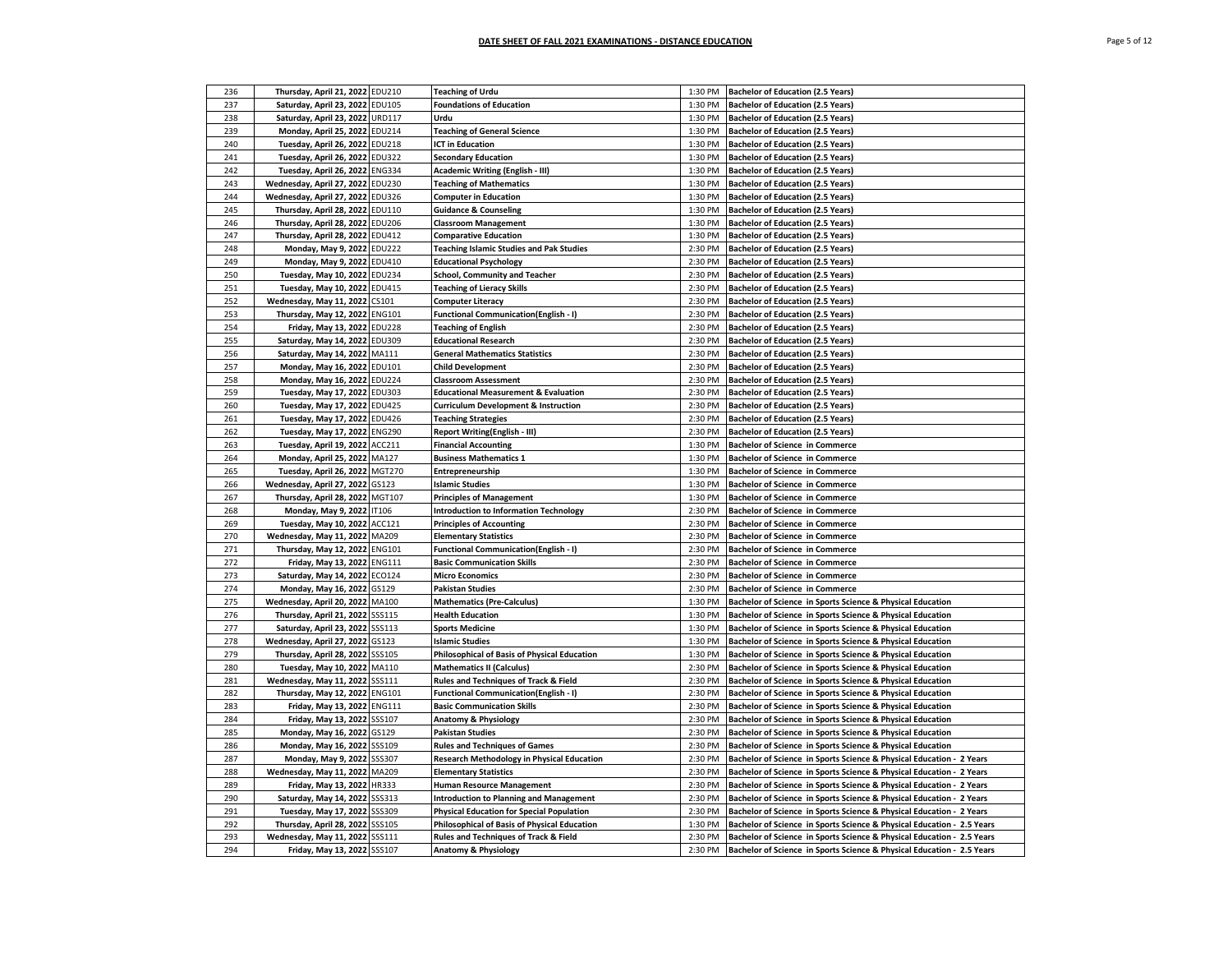## DATE SHEET OF FALL 2021 EXAMINATIONS - DISTANCE EDUCATION

| | | | | | |
|---|---|---|---|---|---|
| 236 | Thursday, April 21, 2022 | EDU210 | Teaching of Urdu | 1:30 PM | Bachelor of Education (2.5 Years) |
| 237 | Saturday, April 23, 2022 | EDU105 | Foundations of Education | 1:30 PM | Bachelor of Education (2.5 Years) |
| 238 | Saturday, April 23, 2022 | URD117 | Urdu | 1:30 PM | Bachelor of Education (2.5 Years) |
| 239 | Monday, April 25, 2022 | EDU214 | Teaching of General Science | 1:30 PM | Bachelor of Education (2.5 Years) |
| 240 | Tuesday, April 26, 2022 | EDU218 | ICT in Education | 1:30 PM | Bachelor of Education (2.5 Years) |
| 241 | Tuesday, April 26, 2022 | EDU322 | Secondary Education | 1:30 PM | Bachelor of Education (2.5 Years) |
| 242 | Tuesday, April 26, 2022 | ENG334 | Academic Writing (English - III) | 1:30 PM | Bachelor of Education (2.5 Years) |
| 243 | Wednesday, April 27, 2022 | EDU230 | Teaching of Mathematics | 1:30 PM | Bachelor of Education (2.5 Years) |
| 244 | Wednesday, April 27, 2022 | EDU326 | Computer in Education | 1:30 PM | Bachelor of Education (2.5 Years) |
| 245 | Thursday, April 28, 2022 | EDU110 | Guidance & Counseling | 1:30 PM | Bachelor of Education (2.5 Years) |
| 246 | Thursday, April 28, 2022 | EDU206 | Classroom Management | 1:30 PM | Bachelor of Education (2.5 Years) |
| 247 | Thursday, April 28, 2022 | EDU412 | Comparative Education | 1:30 PM | Bachelor of Education (2.5 Years) |
| 248 | Monday, May 9, 2022 | EDU222 | Teaching Islamic Studies and Pak Studies | 2:30 PM | Bachelor of Education (2.5 Years) |
| 249 | Monday, May 9, 2022 | EDU410 | Educational Psychology | 2:30 PM | Bachelor of Education (2.5 Years) |
| 250 | Tuesday, May 10, 2022 | EDU234 | School, Community and Teacher | 2:30 PM | Bachelor of Education (2.5 Years) |
| 251 | Tuesday, May 10, 2022 | EDU415 | Teaching of Lieracy Skills | 2:30 PM | Bachelor of Education (2.5 Years) |
| 252 | Wednesday, May 11, 2022 | CS101 | Computer Literacy | 2:30 PM | Bachelor of Education (2.5 Years) |
| 253 | Thursday, May 12, 2022 | ENG101 | Functional Communication(English - I) | 2:30 PM | Bachelor of Education (2.5 Years) |
| 254 | Friday, May 13, 2022 | EDU228 | Teaching of English | 2:30 PM | Bachelor of Education (2.5 Years) |
| 255 | Saturday, May 14, 2022 | EDU309 | Educational Research | 2:30 PM | Bachelor of Education (2.5 Years) |
| 256 | Saturday, May 14, 2022 | MA111 | General Mathematics Statistics | 2:30 PM | Bachelor of Education (2.5 Years) |
| 257 | Monday, May 16, 2022 | EDU101 | Child Development | 2:30 PM | Bachelor of Education (2.5 Years) |
| 258 | Monday, May 16, 2022 | EDU224 | Classroom Assessment | 2:30 PM | Bachelor of Education (2.5 Years) |
| 259 | Tuesday, May 17, 2022 | EDU303 | Educational Measurement & Evaluation | 2:30 PM | Bachelor of Education (2.5 Years) |
| 260 | Tuesday, May 17, 2022 | EDU425 | Curriculum Development & Instruction | 2:30 PM | Bachelor of Education (2.5 Years) |
| 261 | Tuesday, May 17, 2022 | EDU426 | Teaching Strategies | 2:30 PM | Bachelor of Education (2.5 Years) |
| 262 | Tuesday, May 17, 2022 | ENG290 | Report Writing(English - III) | 2:30 PM | Bachelor of Education (2.5 Years) |
| 263 | Tuesday, April 19, 2022 | ACC211 | Financial Accounting | 1:30 PM | Bachelor of Science in Commerce |
| 264 | Monday, April 25, 2022 | MA127 | Business Mathematics 1 | 1:30 PM | Bachelor of Science in Commerce |
| 265 | Tuesday, April 26, 2022 | MGT270 | Entrepreneurship | 1:30 PM | Bachelor of Science in Commerce |
| 266 | Wednesday, April 27, 2022 | GS123 | Islamic Studies | 1:30 PM | Bachelor of Science in Commerce |
| 267 | Thursday, April 28, 2022 | MGT107 | Principles of Management | 1:30 PM | Bachelor of Science in Commerce |
| 268 | Monday, May 9, 2022 | IT106 | Introduction to Information Technology | 2:30 PM | Bachelor of Science in Commerce |
| 269 | Tuesday, May 10, 2022 | ACC121 | Principles of Accounting | 2:30 PM | Bachelor of Science in Commerce |
| 270 | Wednesday, May 11, 2022 | MA209 | Elementary Statistics | 2:30 PM | Bachelor of Science in Commerce |
| 271 | Thursday, May 12, 2022 | ENG101 | Functional Communication(English - I) | 2:30 PM | Bachelor of Science in Commerce |
| 272 | Friday, May 13, 2022 | ENG111 | Basic Communication Skills | 2:30 PM | Bachelor of Science in Commerce |
| 273 | Saturday, May 14, 2022 | ECO124 | Micro Economics | 2:30 PM | Bachelor of Science in Commerce |
| 274 | Monday, May 16, 2022 | GS129 | Pakistan Studies | 2:30 PM | Bachelor of Science in Commerce |
| 275 | Wednesday, April 20, 2022 | MA100 | Mathematics (Pre-Calculus) | 1:30 PM | Bachelor of Science in Sports Science & Physical Education |
| 276 | Thursday, April 21, 2022 | SSS115 | Health Education | 1:30 PM | Bachelor of Science in Sports Science & Physical Education |
| 277 | Saturday, April 23, 2022 | SSS113 | Sports Medicine | 1:30 PM | Bachelor of Science in Sports Science & Physical Education |
| 278 | Wednesday, April 27, 2022 | GS123 | Islamic Studies | 1:30 PM | Bachelor of Science in Sports Science & Physical Education |
| 279 | Thursday, April 28, 2022 | SSS105 | Philosophical of Basis of Physical Education | 1:30 PM | Bachelor of Science in Sports Science & Physical Education |
| 280 | Tuesday, May 10, 2022 | MA110 | Mathematics II (Calculus) | 2:30 PM | Bachelor of Science in Sports Science & Physical Education |
| 281 | Wednesday, May 11, 2022 | SSS111 | Rules and Techniques of Track & Field | 2:30 PM | Bachelor of Science in Sports Science & Physical Education |
| 282 | Thursday, May 12, 2022 | ENG101 | Functional Communication(English - I) | 2:30 PM | Bachelor of Science in Sports Science & Physical Education |
| 283 | Friday, May 13, 2022 | ENG111 | Basic Communication Skills | 2:30 PM | Bachelor of Science in Sports Science & Physical Education |
| 284 | Friday, May 13, 2022 | SSS107 | Anatomy & Physiology | 2:30 PM | Bachelor of Science in Sports Science & Physical Education |
| 285 | Monday, May 16, 2022 | GS129 | Pakistan Studies | 2:30 PM | Bachelor of Science in Sports Science & Physical Education |
| 286 | Monday, May 16, 2022 | SSS109 | Rules and Techniques of Games | 2:30 PM | Bachelor of Science in Sports Science & Physical Education |
| 287 | Monday, May 9, 2022 | SSS307 | Research Methodology in Physical Education | 2:30 PM | Bachelor of Science in Sports Science & Physical Education - 2 Years |
| 288 | Wednesday, May 11, 2022 | MA209 | Elementary Statistics | 2:30 PM | Bachelor of Science in Sports Science & Physical Education - 2 Years |
| 289 | Friday, May 13, 2022 | HR333 | Human Resource Management | 2:30 PM | Bachelor of Science in Sports Science & Physical Education - 2 Years |
| 290 | Saturday, May 14, 2022 | SSS313 | Introduction to Planning and Management | 2:30 PM | Bachelor of Science in Sports Science & Physical Education - 2 Years |
| 291 | Tuesday, May 17, 2022 | SSS309 | Physical Education for Special Population | 2:30 PM | Bachelor of Science in Sports Science & Physical Education - 2 Years |
| 292 | Thursday, April 28, 2022 | SSS105 | Philosophical of Basis of Physical Education | 1:30 PM | Bachelor of Science in Sports Science & Physical Education - 2.5 Years |
| 293 | Wednesday, May 11, 2022 | SSS111 | Rules and Techniques of Track & Field | 2:30 PM | Bachelor of Science in Sports Science & Physical Education - 2.5 Years |
| 294 | Friday, May 13, 2022 | SSS107 | Anatomy & Physiology | 2:30 PM | Bachelor of Science in Sports Science & Physical Education - 2.5 Years |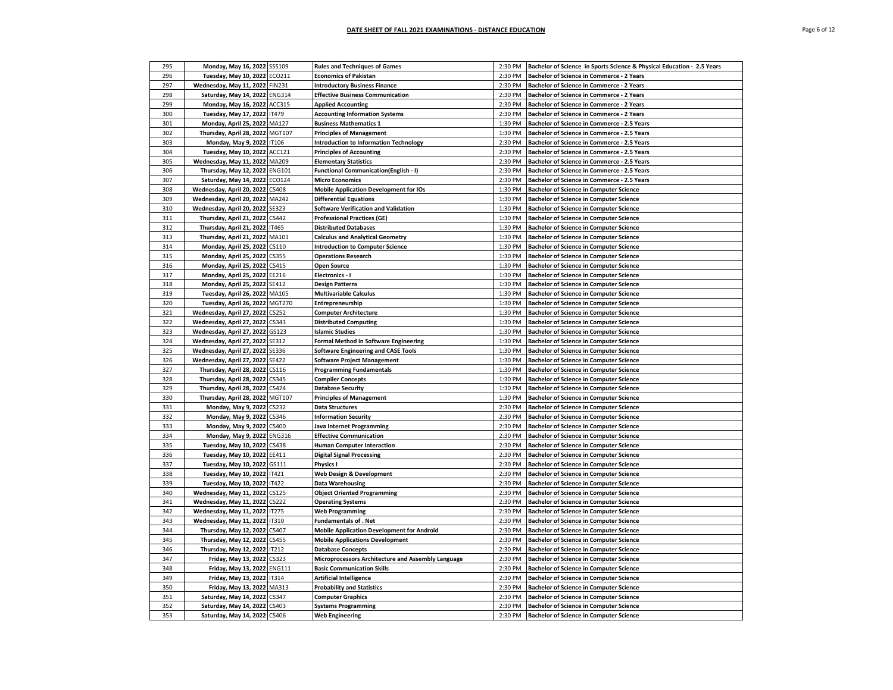## DATE SHEET OF FALL 2021 EXAMINATIONS - DISTANCE EDUCATION

| | | | | | |
|---|---|---|---|---|---|
| 295 | Monday, May 16, 2022 | SSS109 | Rules and Techniques of Games | 2:30 PM | Bachelor of Science in Sports Science & Physical Education - 2.5 Years |
| 296 | Tuesday, May 10, 2022 | ECO211 | Economics of Pakistan | 2:30 PM | Bachelor of Science in Commerce - 2 Years |
| 297 | Wednesday, May 11, 2022 | FIN231 | Introductory Business Finance | 2:30 PM | Bachelor of Science in Commerce - 2 Years |
| 298 | Saturday, May 14, 2022 | ENG314 | Effective Business Communication | 2:30 PM | Bachelor of Science in Commerce - 2 Years |
| 299 | Monday, May 16, 2022 | ACC315 | Applied Accounting | 2:30 PM | Bachelor of Science in Commerce - 2 Years |
| 300 | Tuesday, May 17, 2022 | IT479 | Accounting Information Systems | 2:30 PM | Bachelor of Science in Commerce - 2 Years |
| 301 | Monday, April 25, 2022 | MA127 | Business Mathematics 1 | 1:30 PM | Bachelor of Science in Commerce - 2.5 Years |
| 302 | Thursday, April 28, 2022 | MGT107 | Principles of Management | 1:30 PM | Bachelor of Science in Commerce - 2.5 Years |
| 303 | Monday, May 9, 2022 | IT106 | Introduction to Information Technology | 2:30 PM | Bachelor of Science in Commerce - 2.5 Years |
| 304 | Tuesday, May 10, 2022 | ACC121 | Principles of Accounting | 2:30 PM | Bachelor of Science in Commerce - 2.5 Years |
| 305 | Wednesday, May 11, 2022 | MA209 | Elementary Statistics | 2:30 PM | Bachelor of Science in Commerce - 2.5 Years |
| 306 | Thursday, May 12, 2022 | ENG101 | Functional Communication(English - I) | 2:30 PM | Bachelor of Science in Commerce - 2.5 Years |
| 307 | Saturday, May 14, 2022 | ECO124 | Micro Economics | 2:30 PM | Bachelor of Science in Commerce - 2.5 Years |
| 308 | Wednesday, April 20, 2022 | CS408 | Mobile Application Development for IOs | 1:30 PM | Bachelor of Science in Computer Science |
| 309 | Wednesday, April 20, 2022 | MA242 | Differential Equations | 1:30 PM | Bachelor of Science in Computer Science |
| 310 | Wednesday, April 20, 2022 | SE323 | Software Verification and Validation | 1:30 PM | Bachelor of Science in Computer Science |
| 311 | Thursday, April 21, 2022 | CS442 | Professional Practices (GE) | 1:30 PM | Bachelor of Science in Computer Science |
| 312 | Thursday, April 21, 2022 | IT465 | Distributed Databases | 1:30 PM | Bachelor of Science in Computer Science |
| 313 | Thursday, April 21, 2022 | MA101 | Calculus and Analytical Geometry | 1:30 PM | Bachelor of Science in Computer Science |
| 314 | Monday, April 25, 2022 | CS110 | Introduction to Computer Science | 1:30 PM | Bachelor of Science in Computer Science |
| 315 | Monday, April 25, 2022 | CS355 | Operations Research | 1:30 PM | Bachelor of Science in Computer Science |
| 316 | Monday, April 25, 2022 | CS415 | Open Source | 1:30 PM | Bachelor of Science in Computer Science |
| 317 | Monday, April 25, 2022 | EE216 | Electronics - I | 1:30 PM | Bachelor of Science in Computer Science |
| 318 | Monday, April 25, 2022 | SE412 | Design Patterns | 1:30 PM | Bachelor of Science in Computer Science |
| 319 | Tuesday, April 26, 2022 | MA105 | Multivariable Calculus | 1:30 PM | Bachelor of Science in Computer Science |
| 320 | Tuesday, April 26, 2022 | MGT270 | Entrepreneurship | 1:30 PM | Bachelor of Science in Computer Science |
| 321 | Wednesday, April 27, 2022 | CS252 | Computer Architecture | 1:30 PM | Bachelor of Science in Computer Science |
| 322 | Wednesday, April 27, 2022 | CS343 | Distributed Computing | 1:30 PM | Bachelor of Science in Computer Science |
| 323 | Wednesday, April 27, 2022 | GS123 | Islamic Studies | 1:30 PM | Bachelor of Science in Computer Science |
| 324 | Wednesday, April 27, 2022 | SE312 | Formal Method in Software Engineering | 1:30 PM | Bachelor of Science in Computer Science |
| 325 | Wednesday, April 27, 2022 | SE336 | Software Engineering and CASE Tools | 1:30 PM | Bachelor of Science in Computer Science |
| 326 | Wednesday, April 27, 2022 | SE422 | Software Project Management | 1:30 PM | Bachelor of Science in Computer Science |
| 327 | Thursday, April 28, 2022 | CS116 | Programming Fundamentals | 1:30 PM | Bachelor of Science in Computer Science |
| 328 | Thursday, April 28, 2022 | CS345 | Compiler Concepts | 1:30 PM | Bachelor of Science in Computer Science |
| 329 | Thursday, April 28, 2022 | CS424 | Database Security | 1:30 PM | Bachelor of Science in Computer Science |
| 330 | Thursday, April 28, 2022 | MGT107 | Principles of Management | 1:30 PM | Bachelor of Science in Computer Science |
| 331 | Monday, May 9, 2022 | CS232 | Data Structures | 2:30 PM | Bachelor of Science in Computer Science |
| 332 | Monday, May 9, 2022 | CS346 | Information Security | 2:30 PM | Bachelor of Science in Computer Science |
| 333 | Monday, May 9, 2022 | CS400 | Java Internet Programming | 2:30 PM | Bachelor of Science in Computer Science |
| 334 | Monday, May 9, 2022 | ENG316 | Effective Communication | 2:30 PM | Bachelor of Science in Computer Science |
| 335 | Tuesday, May 10, 2022 | CS438 | Human Computer Interaction | 2:30 PM | Bachelor of Science in Computer Science |
| 336 | Tuesday, May 10, 2022 | EE411 | Digital Signal Processing | 2:30 PM | Bachelor of Science in Computer Science |
| 337 | Tuesday, May 10, 2022 | GS111 | Physics I | 2:30 PM | Bachelor of Science in Computer Science |
| 338 | Tuesday, May 10, 2022 | IT421 | Web Design & Development | 2:30 PM | Bachelor of Science in Computer Science |
| 339 | Tuesday, May 10, 2022 | IT422 | Data Warehousing | 2:30 PM | Bachelor of Science in Computer Science |
| 340 | Wednesday, May 11, 2022 | CS125 | Object Oriented Programming | 2:30 PM | Bachelor of Science in Computer Science |
| 341 | Wednesday, May 11, 2022 | CS222 | Operating Systems | 2:30 PM | Bachelor of Science in Computer Science |
| 342 | Wednesday, May 11, 2022 | IT275 | Web Programming | 2:30 PM | Bachelor of Science in Computer Science |
| 343 | Wednesday, May 11, 2022 | IT310 | Fundamentals of . Net | 2:30 PM | Bachelor of Science in Computer Science |
| 344 | Thursday, May 12, 2022 | CS407 | Mobile Application Development for Android | 2:30 PM | Bachelor of Science in Computer Science |
| 345 | Thursday, May 12, 2022 | CS455 | Mobile Applications Development | 2:30 PM | Bachelor of Science in Computer Science |
| 346 | Thursday, May 12, 2022 | IT212 | Database Concepts | 2:30 PM | Bachelor of Science in Computer Science |
| 347 | Friday, May 13, 2022 | CS323 | Microprocessors Architecture and Assembly Language | 2:30 PM | Bachelor of Science in Computer Science |
| 348 | Friday, May 13, 2022 | ENG111 | Basic Communication Skills | 2:30 PM | Bachelor of Science in Computer Science |
| 349 | Friday, May 13, 2022 | IT314 | Artificial Intelligence | 2:30 PM | Bachelor of Science in Computer Science |
| 350 | Friday, May 13, 2022 | MA313 | Probability and Statistics | 2:30 PM | Bachelor of Science in Computer Science |
| 351 | Saturday, May 14, 2022 | CS347 | Computer Graphics | 2:30 PM | Bachelor of Science in Computer Science |
| 352 | Saturday, May 14, 2022 | CS403 | Systems Programming | 2:30 PM | Bachelor of Science in Computer Science |
| 353 | Saturday, May 14, 2022 | CS406 | Web Engineering | 2:30 PM | Bachelor of Science in Computer Science |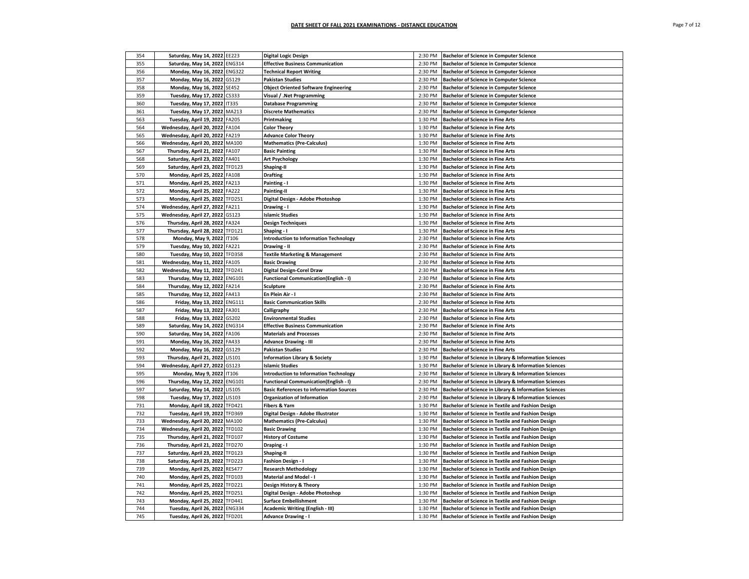**DATE SHEET OF FALL 2021 EXAMINATIONS - DISTANCE EDUCATION**

| | | | | | |
|---|---|---|---|---|---|
| 354 | Saturday, May 14, 2022 | EE223 | Digital Logic Design | 2:30 PM | Bachelor of Science in Computer Science |
| 355 | Saturday, May 14, 2022 | ENG314 | Effective Business Communication | 2:30 PM | Bachelor of Science in Computer Science |
| 356 | Monday, May 16, 2022 | ENG322 | Technical Report Writing | 2:30 PM | Bachelor of Science in Computer Science |
| 357 | Monday, May 16, 2022 | GS129 | Pakistan Studies | 2:30 PM | Bachelor of Science in Computer Science |
| 358 | Monday, May 16, 2022 | SE452 | Object Oriented Software Engineering | 2:30 PM | Bachelor of Science in Computer Science |
| 359 | Tuesday, May 17, 2022 | CS333 | Visual / .Net Programming | 2:30 PM | Bachelor of Science in Computer Science |
| 360 | Tuesday, May 17, 2022 | IT335 | Database Programming | 2:30 PM | Bachelor of Science in Computer Science |
| 361 | Tuesday, May 17, 2022 | MA213 | Discrete Mathematics | 2:30 PM | Bachelor of Science in Computer Science |
| 563 | Tuesday, April 19, 2022 | FA205 | Printmaking | 1:30 PM | Bachelor of Science in Fine Arts |
| 564 | Wednesday, April 20, 2022 | FA104 | Color Theory | 1:30 PM | Bachelor of Science in Fine Arts |
| 565 | Wednesday, April 20, 2022 | FA219 | Advance Color Theory | 1:30 PM | Bachelor of Science in Fine Arts |
| 566 | Wednesday, April 20, 2022 | MA100 | Mathematics (Pre-Calculus) | 1:30 PM | Bachelor of Science in Fine Arts |
| 567 | Thursday, April 21, 2022 | FA107 | Basic Painting | 1:30 PM | Bachelor of Science in Fine Arts |
| 568 | Saturday, April 23, 2022 | FA401 | Art Psychology | 1:30 PM | Bachelor of Science in Fine Arts |
| 569 | Saturday, April 23, 2022 | TFD123 | Shaping-II | 1:30 PM | Bachelor of Science in Fine Arts |
| 570 | Monday, April 25, 2022 | FA108 | Drafting | 1:30 PM | Bachelor of Science in Fine Arts |
| 571 | Monday, April 25, 2022 | FA213 | Painting - I | 1:30 PM | Bachelor of Science in Fine Arts |
| 572 | Monday, April 25, 2022 | FA222 | Painting-II | 1:30 PM | Bachelor of Science in Fine Arts |
| 573 | Monday, April 25, 2022 | TFD251 | Digital Design - Adobe Photoshop | 1:30 PM | Bachelor of Science in Fine Arts |
| 574 | Wednesday, April 27, 2022 | FA211 | Drawing - I | 1:30 PM | Bachelor of Science in Fine Arts |
| 575 | Wednesday, April 27, 2022 | GS123 | Islamic Studies | 1:30 PM | Bachelor of Science in Fine Arts |
| 576 | Thursday, April 28, 2022 | FA324 | Design Techniques | 1:30 PM | Bachelor of Science in Fine Arts |
| 577 | Thursday, April 28, 2022 | TFD121 | Shaping - I | 1:30 PM | Bachelor of Science in Fine Arts |
| 578 | Monday, May 9, 2022 | IT106 | Introduction to Information Technology | 2:30 PM | Bachelor of Science in Fine Arts |
| 579 | Tuesday, May 10, 2022 | FA221 | Drawing - II | 2:30 PM | Bachelor of Science in Fine Arts |
| 580 | Tuesday, May 10, 2022 | TFD358 | Textile Marketing & Management | 2:30 PM | Bachelor of Science in Fine Arts |
| 581 | Wednesday, May 11, 2022 | FA105 | Basic Drawing | 2:30 PM | Bachelor of Science in Fine Arts |
| 582 | Wednesday, May 11, 2022 | TFD241 | Digital Design-Corel Draw | 2:30 PM | Bachelor of Science in Fine Arts |
| 583 | Thursday, May 12, 2022 | ENG101 | Functional Communication(English - I) | 2:30 PM | Bachelor of Science in Fine Arts |
| 584 | Thursday, May 12, 2022 | FA214 | Sculpture | 2:30 PM | Bachelor of Science in Fine Arts |
| 585 | Thursday, May 12, 2022 | FA413 | En Plein Air - I | 2:30 PM | Bachelor of Science in Fine Arts |
| 586 | Friday, May 13, 2022 | ENG111 | Basic Communication Skills | 2:30 PM | Bachelor of Science in Fine Arts |
| 587 | Friday, May 13, 2022 | FA301 | Calligraphy | 2:30 PM | Bachelor of Science in Fine Arts |
| 588 | Friday, May 13, 2022 | GS202 | Environmental Studies | 2:30 PM | Bachelor of Science in Fine Arts |
| 589 | Saturday, May 14, 2022 | ENG314 | Effective Business Communication | 2:30 PM | Bachelor of Science in Fine Arts |
| 590 | Saturday, May 14, 2022 | FA106 | Materials and Processes | 2:30 PM | Bachelor of Science in Fine Arts |
| 591 | Monday, May 16, 2022 | FA433 | Advance Drawing - III | 2:30 PM | Bachelor of Science in Fine Arts |
| 592 | Monday, May 16, 2022 | GS129 | Pakistan Studies | 2:30 PM | Bachelor of Science in Fine Arts |
| 593 | Thursday, April 21, 2022 | LIS101 | Information Library & Society | 1:30 PM | Bachelor of Science in Library & Information Sciences |
| 594 | Wednesday, April 27, 2022 | GS123 | Islamic Studies | 1:30 PM | Bachelor of Science in Library & Information Sciences |
| 595 | Monday, May 9, 2022 | IT106 | Introduction to Information Technology | 2:30 PM | Bachelor of Science in Library & Information Sciences |
| 596 | Thursday, May 12, 2022 | ENG101 | Functional Communication(English - I) | 2:30 PM | Bachelor of Science in Library & Information Sciences |
| 597 | Saturday, May 14, 2022 | LIS105 | Basic References to information Sources | 2:30 PM | Bachelor of Science in Library & Information Sciences |
| 598 | Tuesday, May 17, 2022 | LIS103 | Organization of Information | 2:30 PM | Bachelor of Science in Library & Information Sciences |
| 731 | Monday, April 18, 2022 | TFD421 | Fibers & Yarn | 1:30 PM | Bachelor of Science in Textile and Fashion Design |
| 732 | Tuesday, April 19, 2022 | TFD369 | Digital Design - Adobe Illustrator | 1:30 PM | Bachelor of Science in Textile and Fashion Design |
| 733 | Wednesday, April 20, 2022 | MA100 | Mathematics (Pre-Calculus) | 1:30 PM | Bachelor of Science in Textile and Fashion Design |
| 734 | Wednesday, April 20, 2022 | TFD102 | Basic Drawing | 1:30 PM | Bachelor of Science in Textile and Fashion Design |
| 735 | Thursday, April 21, 2022 | TFD107 | History of Costume | 1:30 PM | Bachelor of Science in Textile and Fashion Design |
| 736 | Thursday, April 21, 2022 | TFD270 | Draping - I | 1:30 PM | Bachelor of Science in Textile and Fashion Design |
| 737 | Saturday, April 23, 2022 | TFD123 | Shaping-II | 1:30 PM | Bachelor of Science in Textile and Fashion Design |
| 738 | Saturday, April 23, 2022 | TFD223 | Fashion Design - I | 1:30 PM | Bachelor of Science in Textile and Fashion Design |
| 739 | Monday, April 25, 2022 | RES477 | Research Methodology | 1:30 PM | Bachelor of Science in Textile and Fashion Design |
| 740 | Monday, April 25, 2022 | TFD103 | Material and Model - I | 1:30 PM | Bachelor of Science in Textile and Fashion Design |
| 741 | Monday, April 25, 2022 | TFD221 | Design History & Theory | 1:30 PM | Bachelor of Science in Textile and Fashion Design |
| 742 | Monday, April 25, 2022 | TFD251 | Digital Design - Adobe Photoshop | 1:30 PM | Bachelor of Science in Textile and Fashion Design |
| 743 | Monday, April 25, 2022 | TFD441 | Surface Embellishment | 1:30 PM | Bachelor of Science in Textile and Fashion Design |
| 744 | Tuesday, April 26, 2022 | ENG334 | Academic Writing (English - III) | 1:30 PM | Bachelor of Science in Textile and Fashion Design |
| 745 | Tuesday, April 26, 2022 | TFD201 | Advance Drawing - I | 1:30 PM | Bachelor of Science in Textile and Fashion Design |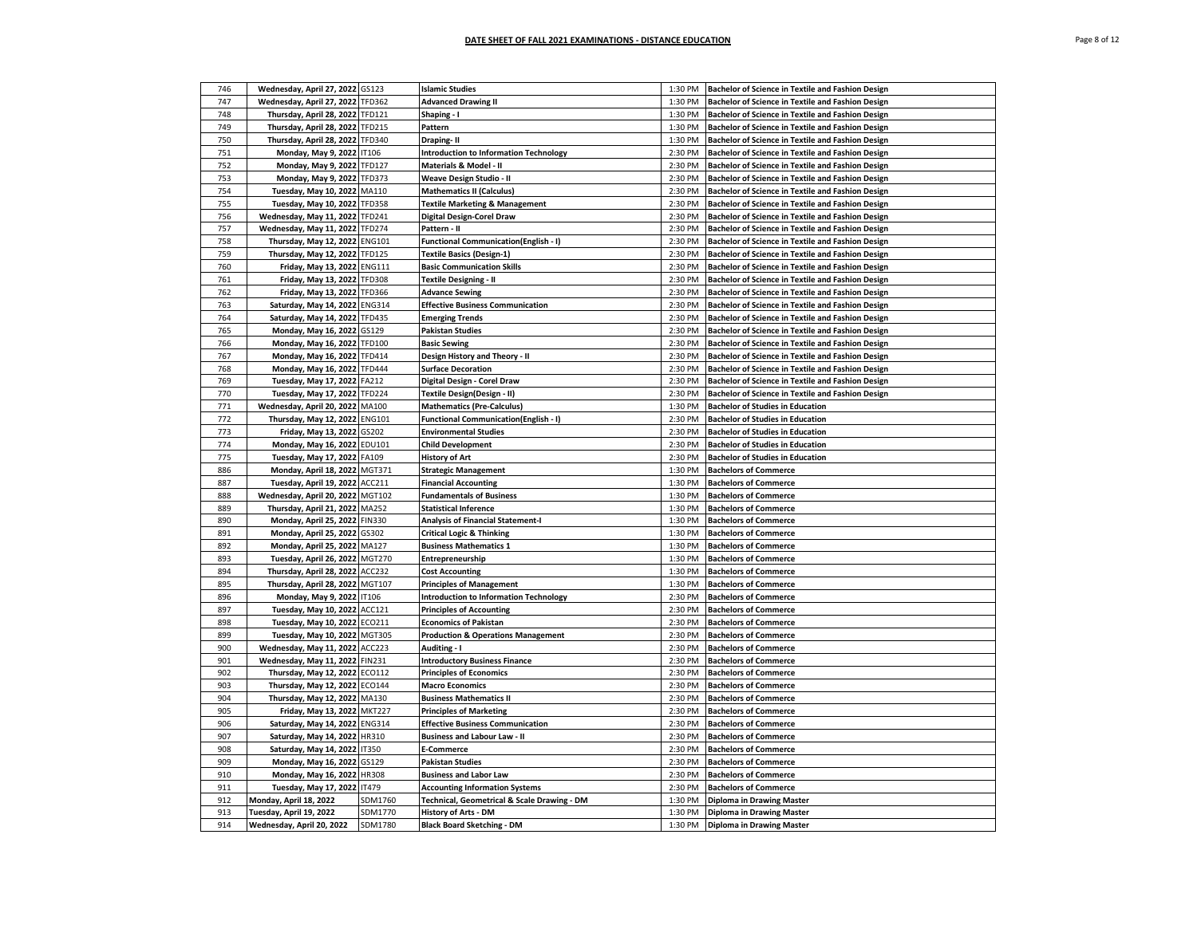## DATE SHEET OF FALL 2021 EXAMINATIONS - DISTANCE EDUCATION

| | | | | | |
|---|---|---|---|---|---|
| 746 | Wednesday, April 27, 2022 | GS123 | Islamic Studies | 1:30 PM | Bachelor of Science in Textile and Fashion Design |
| 747 | Wednesday, April 27, 2022 | TFD362 | Advanced Drawing II | 1:30 PM | Bachelor of Science in Textile and Fashion Design |
| 748 | Thursday, April 28, 2022 | TFD121 | Shaping - I | 1:30 PM | Bachelor of Science in Textile and Fashion Design |
| 749 | Thursday, April 28, 2022 | TFD215 | Pattern | 1:30 PM | Bachelor of Science in Textile and Fashion Design |
| 750 | Thursday, April 28, 2022 | TFD340 | Draping- II | 1:30 PM | Bachelor of Science in Textile and Fashion Design |
| 751 | Monday, May 9, 2022 | IT106 | Introduction to Information Technology | 2:30 PM | Bachelor of Science in Textile and Fashion Design |
| 752 | Monday, May 9, 2022 | TFD127 | Materials & Model - II | 2:30 PM | Bachelor of Science in Textile and Fashion Design |
| 753 | Monday, May 9, 2022 | TFD373 | Weave Design Studio - II | 2:30 PM | Bachelor of Science in Textile and Fashion Design |
| 754 | Tuesday, May 10, 2022 | MA110 | Mathematics II (Calculus) | 2:30 PM | Bachelor of Science in Textile and Fashion Design |
| 755 | Tuesday, May 10, 2022 | TFD358 | Textile Marketing & Management | 2:30 PM | Bachelor of Science in Textile and Fashion Design |
| 756 | Wednesday, May 11, 2022 | TFD241 | Digital Design-Corel Draw | 2:30 PM | Bachelor of Science in Textile and Fashion Design |
| 757 | Wednesday, May 11, 2022 | TFD274 | Pattern - II | 2:30 PM | Bachelor of Science in Textile and Fashion Design |
| 758 | Thursday, May 12, 2022 | ENG101 | Functional Communication(English - I) | 2:30 PM | Bachelor of Science in Textile and Fashion Design |
| 759 | Thursday, May 12, 2022 | TFD125 | Textile Basics (Design-1) | 2:30 PM | Bachelor of Science in Textile and Fashion Design |
| 760 | Friday, May 13, 2022 | ENG111 | Basic Communication Skills | 2:30 PM | Bachelor of Science in Textile and Fashion Design |
| 761 | Friday, May 13, 2022 | TFD308 | Textile Designing - II | 2:30 PM | Bachelor of Science in Textile and Fashion Design |
| 762 | Friday, May 13, 2022 | TFD366 | Advance Sewing | 2:30 PM | Bachelor of Science in Textile and Fashion Design |
| 763 | Saturday, May 14, 2022 | ENG314 | Effective Business Communication | 2:30 PM | Bachelor of Science in Textile and Fashion Design |
| 764 | Saturday, May 14, 2022 | TFD435 | Emerging Trends | 2:30 PM | Bachelor of Science in Textile and Fashion Design |
| 765 | Monday, May 16, 2022 | GS129 | Pakistan Studies | 2:30 PM | Bachelor of Science in Textile and Fashion Design |
| 766 | Monday, May 16, 2022 | TFD100 | Basic Sewing | 2:30 PM | Bachelor of Science in Textile and Fashion Design |
| 767 | Monday, May 16, 2022 | TFD414 | Design History and Theory - II | 2:30 PM | Bachelor of Science in Textile and Fashion Design |
| 768 | Monday, May 16, 2022 | TFD444 | Surface Decoration | 2:30 PM | Bachelor of Science in Textile and Fashion Design |
| 769 | Tuesday, May 17, 2022 | FA212 | Digital Design - Corel Draw | 2:30 PM | Bachelor of Science in Textile and Fashion Design |
| 770 | Tuesday, May 17, 2022 | TFD224 | Textile Design(Design - II) | 2:30 PM | Bachelor of Science in Textile and Fashion Design |
| 771 | Wednesday, April 20, 2022 | MA100 | Mathematics (Pre-Calculus) | 1:30 PM | Bachelor of Studies in Education |
| 772 | Thursday, May 12, 2022 | ENG101 | Functional Communication(English - I) | 2:30 PM | Bachelor of Studies in Education |
| 773 | Friday, May 13, 2022 | GS202 | Environmental Studies | 2:30 PM | Bachelor of Studies in Education |
| 774 | Monday, May 16, 2022 | EDU101 | Child Development | 2:30 PM | Bachelor of Studies in Education |
| 775 | Tuesday, May 17, 2022 | FA109 | History of Art | 2:30 PM | Bachelor of Studies in Education |
| 886 | Monday, April 18, 2022 | MGT371 | Strategic Management | 1:30 PM | Bachelors of Commerce |
| 887 | Tuesday, April 19, 2022 | ACC211 | Financial Accounting | 1:30 PM | Bachelors of Commerce |
| 888 | Wednesday, April 20, 2022 | MGT102 | Fundamentals of Business | 1:30 PM | Bachelors of Commerce |
| 889 | Thursday, April 21, 2022 | MA252 | Statistical Inference | 1:30 PM | Bachelors of Commerce |
| 890 | Monday, April 25, 2022 | FIN330 | Analysis of Financial Statement-I | 1:30 PM | Bachelors of Commerce |
| 891 | Monday, April 25, 2022 | GS302 | Critical Logic & Thinking | 1:30 PM | Bachelors of Commerce |
| 892 | Monday, April 25, 2022 | MA127 | Business Mathematics 1 | 1:30 PM | Bachelors of Commerce |
| 893 | Tuesday, April 26, 2022 | MGT270 | Entrepreneurship | 1:30 PM | Bachelors of Commerce |
| 894 | Thursday, April 28, 2022 | ACC232 | Cost Accounting | 1:30 PM | Bachelors of Commerce |
| 895 | Thursday, April 28, 2022 | MGT107 | Principles of Management | 1:30 PM | Bachelors of Commerce |
| 896 | Monday, May 9, 2022 | IT106 | Introduction to Information Technology | 2:30 PM | Bachelors of Commerce |
| 897 | Tuesday, May 10, 2022 | ACC121 | Principles of Accounting | 2:30 PM | Bachelors of Commerce |
| 898 | Tuesday, May 10, 2022 | ECO211 | Economics of Pakistan | 2:30 PM | Bachelors of Commerce |
| 899 | Tuesday, May 10, 2022 | MGT305 | Production & Operations Management | 2:30 PM | Bachelors of Commerce |
| 900 | Wednesday, May 11, 2022 | ACC223 | Auditing - I | 2:30 PM | Bachelors of Commerce |
| 901 | Wednesday, May 11, 2022 | FIN231 | Introductory Business Finance | 2:30 PM | Bachelors of Commerce |
| 902 | Thursday, May 12, 2022 | ECO112 | Principles of Economics | 2:30 PM | Bachelors of Commerce |
| 903 | Thursday, May 12, 2022 | ECO144 | Macro Economics | 2:30 PM | Bachelors of Commerce |
| 904 | Thursday, May 12, 2022 | MA130 | Business Mathematics II | 2:30 PM | Bachelors of Commerce |
| 905 | Friday, May 13, 2022 | MKT227 | Principles of Marketing | 2:30 PM | Bachelors of Commerce |
| 906 | Saturday, May 14, 2022 | ENG314 | Effective Business Communication | 2:30 PM | Bachelors of Commerce |
| 907 | Saturday, May 14, 2022 | HR310 | Business and Labour Law - II | 2:30 PM | Bachelors of Commerce |
| 908 | Saturday, May 14, 2022 | IT350 | E-Commerce | 2:30 PM | Bachelors of Commerce |
| 909 | Monday, May 16, 2022 | GS129 | Pakistan Studies | 2:30 PM | Bachelors of Commerce |
| 910 | Monday, May 16, 2022 | HR308 | Business and Labor Law | 2:30 PM | Bachelors of Commerce |
| 911 | Tuesday, May 17, 2022 | IT479 | Accounting Information Systems | 2:30 PM | Bachelors of Commerce |
| 912 | Monday, April 18, 2022 | SDM1760 | Technical, Geometrical & Scale Drawing - DM | 1:30 PM | Diploma in Drawing Master |
| 913 | Tuesday, April 19, 2022 | SDM1770 | History of Arts - DM | 1:30 PM | Diploma in Drawing Master |
| 914 | Wednesday, April 20, 2022 | SDM1780 | Black Board Sketching - DM | 1:30 PM | Diploma in Drawing Master |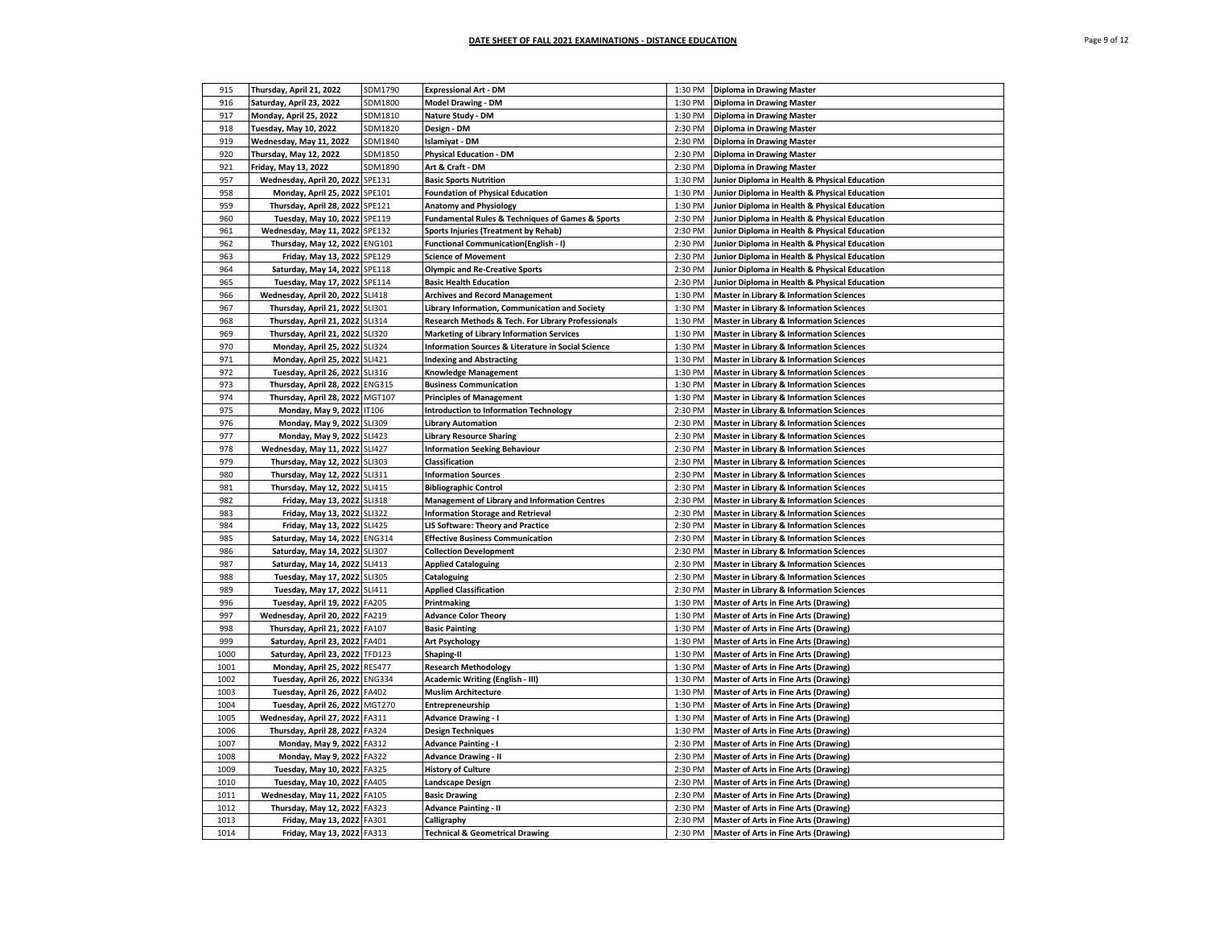# DATE SHEET OF FALL 2021 EXAMINATIONS - DISTANCE EDUCATION

| | | | | | |
|---|---|---|---|---|---|
| 915 | Thursday, April 21, 2022 | SDM1790 | Expressional Art - DM | 1:30 PM | Diploma in Drawing Master |
| 916 | Saturday, April 23, 2022 | SDM1800 | Model Drawing - DM | 1:30 PM | Diploma in Drawing Master |
| 917 | Monday, April 25, 2022 | SDM1810 | Nature Study - DM | 1:30 PM | Diploma in Drawing Master |
| 918 | Tuesday, May 10, 2022 | SDM1820 | Design - DM | 2:30 PM | Diploma in Drawing Master |
| 919 | Wednesday, May 11, 2022 | SDM1840 | Islamiyat - DM | 2:30 PM | Diploma in Drawing Master |
| 920 | Thursday, May 12, 2022 | SDM1850 | Physical Education - DM | 2:30 PM | Diploma in Drawing Master |
| 921 | Friday, May 13, 2022 | SDM1890 | Art & Craft - DM | 2:30 PM | Diploma in Drawing Master |
| 957 | Wednesday, April 20, 2022 | SPE131 | Basic Sports Nutrition | 1:30 PM | Junior Diploma in Health & Physical Education |
| 958 | Monday, April 25, 2022 | SPE101 | Foundation of Physical Education | 1:30 PM | Junior Diploma in Health & Physical Education |
| 959 | Thursday, April 28, 2022 | SPE121 | Anatomy and Physiology | 1:30 PM | Junior Diploma in Health & Physical Education |
| 960 | Tuesday, May 10, 2022 | SPE119 | Fundamental Rules & Techniques of Games & Sports | 2:30 PM | Junior Diploma in Health & Physical Education |
| 961 | Wednesday, May 11, 2022 | SPE132 | Sports Injuries (Treatment by Rehab) | 2:30 PM | Junior Diploma in Health & Physical Education |
| 962 | Thursday, May 12, 2022 | ENG101 | Functional Communication(English - I) | 2:30 PM | Junior Diploma in Health & Physical Education |
| 963 | Friday, May 13, 2022 | SPE129 | Science of Movement | 2:30 PM | Junior Diploma in Health & Physical Education |
| 964 | Saturday, May 14, 2022 | SPE118 | Olympic and Re-Creative Sports | 2:30 PM | Junior Diploma in Health & Physical Education |
| 965 | Tuesday, May 17, 2022 | SPE114 | Basic Health Education | 2:30 PM | Junior Diploma in Health & Physical Education |
| 966 | Wednesday, April 20, 2022 | SLI418 | Archives and Record Management | 1:30 PM | Master in Library & Information Sciences |
| 967 | Thursday, April 21, 2022 | SLI301 | Library Information, Communication and Society | 1:30 PM | Master in Library & Information Sciences |
| 968 | Thursday, April 21, 2022 | SLI314 | Research Methods & Tech. For Library Professionals | 1:30 PM | Master in Library & Information Sciences |
| 969 | Thursday, April 21, 2022 | SLI320 | Marketing of Library Information Services | 1:30 PM | Master in Library & Information Sciences |
| 970 | Monday, April 25, 2022 | SLI324 | Information Sources & Literature in Social Science | 1:30 PM | Master in Library & Information Sciences |
| 971 | Monday, April 25, 2022 | SLI421 | Indexing and Abstracting | 1:30 PM | Master in Library & Information Sciences |
| 972 | Tuesday, April 26, 2022 | SLI316 | Knowledge Management | 1:30 PM | Master in Library & Information Sciences |
| 973 | Thursday, April 28, 2022 | ENG315 | Business Communication | 1:30 PM | Master in Library & Information Sciences |
| 974 | Thursday, April 28, 2022 | MGT107 | Principles of Management | 1:30 PM | Master in Library & Information Sciences |
| 975 | Monday, May 9, 2022 | IT106 | Introduction to Information Technology | 2:30 PM | Master in Library & Information Sciences |
| 976 | Monday, May 9, 2022 | SLI309 | Library Automation | 2:30 PM | Master in Library & Information Sciences |
| 977 | Monday, May 9, 2022 | SLI423 | Library Resource Sharing | 2:30 PM | Master in Library & Information Sciences |
| 978 | Wednesday, May 11, 2022 | SLI427 | Information Seeking Behaviour | 2:30 PM | Master in Library & Information Sciences |
| 979 | Thursday, May 12, 2022 | SLI303 | Classification | 2:30 PM | Master in Library & Information Sciences |
| 980 | Thursday, May 12, 2022 | SLI311 | Information Sources | 2:30 PM | Master in Library & Information Sciences |
| 981 | Thursday, May 12, 2022 | SLI415 | Bibliographic Control | 2:30 PM | Master in Library & Information Sciences |
| 982 | Friday, May 13, 2022 | SLI318 | Management of Library and Information Centres | 2:30 PM | Master in Library & Information Sciences |
| 983 | Friday, May 13, 2022 | SLI322 | Information Storage and Retrieval | 2:30 PM | Master in Library & Information Sciences |
| 984 | Friday, May 13, 2022 | SLI425 | LIS Software: Theory and Practice | 2:30 PM | Master in Library & Information Sciences |
| 985 | Saturday, May 14, 2022 | ENG314 | Effective Business Communication | 2:30 PM | Master in Library & Information Sciences |
| 986 | Saturday, May 14, 2022 | SLI307 | Collection Development | 2:30 PM | Master in Library & Information Sciences |
| 987 | Saturday, May 14, 2022 | SLI413 | Applied Cataloguing | 2:30 PM | Master in Library & Information Sciences |
| 988 | Tuesday, May 17, 2022 | SLI305 | Cataloguing | 2:30 PM | Master in Library & Information Sciences |
| 989 | Tuesday, May 17, 2022 | SLI411 | Applied Classification | 2:30 PM | Master in Library & Information Sciences |
| 996 | Tuesday, April 19, 2022 | FA205 | Printmaking | 1:30 PM | Master of Arts in Fine Arts (Drawing) |
| 997 | Wednesday, April 20, 2022 | FA219 | Advance Color Theory | 1:30 PM | Master of Arts in Fine Arts (Drawing) |
| 998 | Thursday, April 21, 2022 | FA107 | Basic Painting | 1:30 PM | Master of Arts in Fine Arts (Drawing) |
| 999 | Saturday, April 23, 2022 | FA401 | Art Psychology | 1:30 PM | Master of Arts in Fine Arts (Drawing) |
| 1000 | Saturday, April 23, 2022 | TFD123 | Shaping-II | 1:30 PM | Master of Arts in Fine Arts (Drawing) |
| 1001 | Monday, April 25, 2022 | RES477 | Research Methodology | 1:30 PM | Master of Arts in Fine Arts (Drawing) |
| 1002 | Tuesday, April 26, 2022 | ENG334 | Academic Writing (English - III) | 1:30 PM | Master of Arts in Fine Arts (Drawing) |
| 1003 | Tuesday, April 26, 2022 | FA402 | Muslim Architecture | 1:30 PM | Master of Arts in Fine Arts (Drawing) |
| 1004 | Tuesday, April 26, 2022 | MGT270 | Entrepreneurship | 1:30 PM | Master of Arts in Fine Arts (Drawing) |
| 1005 | Wednesday, April 27, 2022 | FA311 | Advance Drawing - I | 1:30 PM | Master of Arts in Fine Arts (Drawing) |
| 1006 | Thursday, April 28, 2022 | FA324 | Design Techniques | 1:30 PM | Master of Arts in Fine Arts (Drawing) |
| 1007 | Monday, May 9, 2022 | FA312 | Advance Painting - I | 2:30 PM | Master of Arts in Fine Arts (Drawing) |
| 1008 | Monday, May 9, 2022 | FA322 | Advance Drawing - II | 2:30 PM | Master of Arts in Fine Arts (Drawing) |
| 1009 | Tuesday, May 10, 2022 | FA325 | History of Culture | 2:30 PM | Master of Arts in Fine Arts (Drawing) |
| 1010 | Tuesday, May 10, 2022 | FA405 | Landscape Design | 2:30 PM | Master of Arts in Fine Arts (Drawing) |
| 1011 | Wednesday, May 11, 2022 | FA105 | Basic Drawing | 2:30 PM | Master of Arts in Fine Arts (Drawing) |
| 1012 | Thursday, May 12, 2022 | FA323 | Advance Painting - II | 2:30 PM | Master of Arts in Fine Arts (Drawing) |
| 1013 | Friday, May 13, 2022 | FA301 | Calligraphy | 2:30 PM | Master of Arts in Fine Arts (Drawing) |
| 1014 | Friday, May 13, 2022 | FA313 | Technical & Geometrical Drawing | 2:30 PM | Master of Arts in Fine Arts (Drawing) |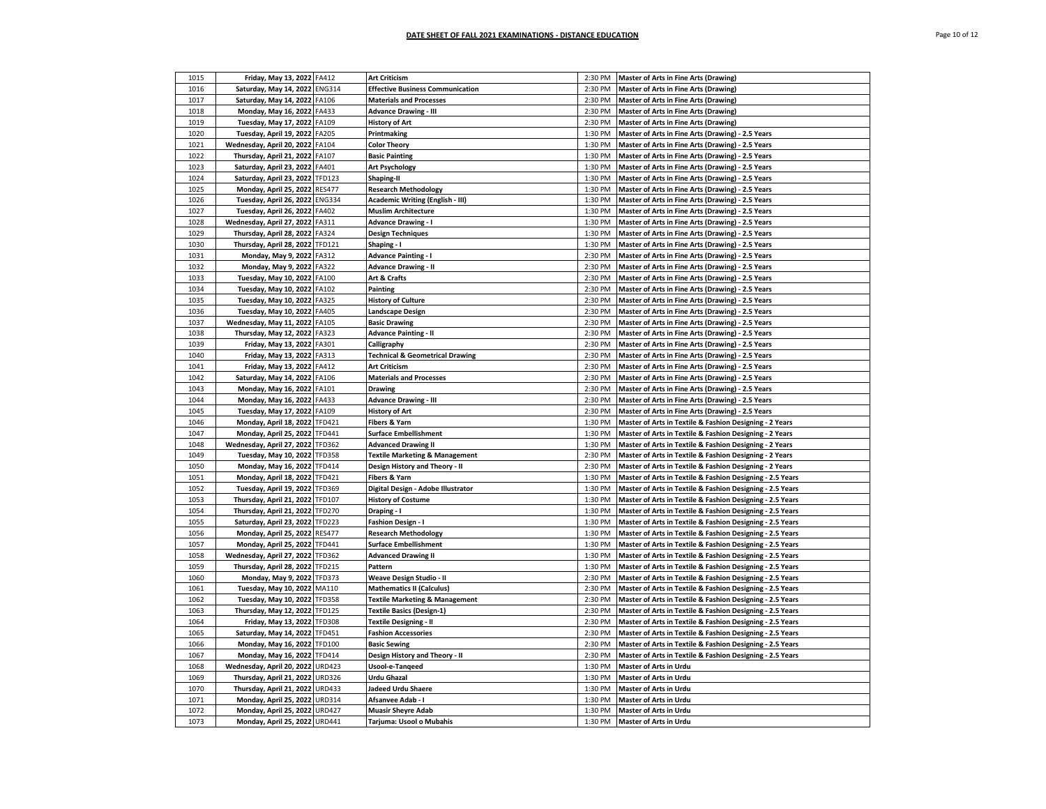## DATE SHEET OF FALL 2021 EXAMINATIONS - DISTANCE EDUCATION

| | | | | | |
|---|---|---|---|---|---|
| 1015 | Friday, May 13, 2022 | FA412 | Art Criticism | 2:30 PM | Master of Arts in Fine Arts (Drawing) |
| 1016 | Saturday, May 14, 2022 | ENG314 | Effective Business Communication | 2:30 PM | Master of Arts in Fine Arts (Drawing) |
| 1017 | Saturday, May 14, 2022 | FA106 | Materials and Processes | 2:30 PM | Master of Arts in Fine Arts (Drawing) |
| 1018 | Monday, May 16, 2022 | FA433 | Advance Drawing - III | 2:30 PM | Master of Arts in Fine Arts (Drawing) |
| 1019 | Tuesday, May 17, 2022 | FA109 | History of Art | 2:30 PM | Master of Arts in Fine Arts (Drawing) |
| 1020 | Tuesday, April 19, 2022 | FA205 | Printmaking | 1:30 PM | Master of Arts in Fine Arts (Drawing) - 2.5 Years |
| 1021 | Wednesday, April 20, 2022 | FA104 | Color Theory | 1:30 PM | Master of Arts in Fine Arts (Drawing) - 2.5 Years |
| 1022 | Thursday, April 21, 2022 | FA107 | Basic Painting | 1:30 PM | Master of Arts in Fine Arts (Drawing) - 2.5 Years |
| 1023 | Saturday, April 23, 2022 | FA401 | Art Psychology | 1:30 PM | Master of Arts in Fine Arts (Drawing) - 2.5 Years |
| 1024 | Saturday, April 23, 2022 | TFD123 | Shaping-II | 1:30 PM | Master of Arts in Fine Arts (Drawing) - 2.5 Years |
| 1025 | Monday, April 25, 2022 | RES477 | Research Methodology | 1:30 PM | Master of Arts in Fine Arts (Drawing) - 2.5 Years |
| 1026 | Tuesday, April 26, 2022 | ENG334 | Academic Writing (English - III) | 1:30 PM | Master of Arts in Fine Arts (Drawing) - 2.5 Years |
| 1027 | Tuesday, April 26, 2022 | FA402 | Muslim Architecture | 1:30 PM | Master of Arts in Fine Arts (Drawing) - 2.5 Years |
| 1028 | Wednesday, April 27, 2022 | FA311 | Advance Drawing - I | 1:30 PM | Master of Arts in Fine Arts (Drawing) - 2.5 Years |
| 1029 | Thursday, April 28, 2022 | FA324 | Design Techniques | 1:30 PM | Master of Arts in Fine Arts (Drawing) - 2.5 Years |
| 1030 | Thursday, April 28, 2022 | TFD121 | Shaping - I | 1:30 PM | Master of Arts in Fine Arts (Drawing) - 2.5 Years |
| 1031 | Monday, May 9, 2022 | FA312 | Advance Painting - I | 2:30 PM | Master of Arts in Fine Arts (Drawing) - 2.5 Years |
| 1032 | Monday, May 9, 2022 | FA322 | Advance Drawing - II | 2:30 PM | Master of Arts in Fine Arts (Drawing) - 2.5 Years |
| 1033 | Tuesday, May 10, 2022 | FA100 | Art & Crafts | 2:30 PM | Master of Arts in Fine Arts (Drawing) - 2.5 Years |
| 1034 | Tuesday, May 10, 2022 | FA102 | Painting | 2:30 PM | Master of Arts in Fine Arts (Drawing) - 2.5 Years |
| 1035 | Tuesday, May 10, 2022 | FA325 | History of Culture | 2:30 PM | Master of Arts in Fine Arts (Drawing) - 2.5 Years |
| 1036 | Tuesday, May 10, 2022 | FA405 | Landscape Design | 2:30 PM | Master of Arts in Fine Arts (Drawing) - 2.5 Years |
| 1037 | Wednesday, May 11, 2022 | FA105 | Basic Drawing | 2:30 PM | Master of Arts in Fine Arts (Drawing) - 2.5 Years |
| 1038 | Thursday, May 12, 2022 | FA323 | Advance Painting - II | 2:30 PM | Master of Arts in Fine Arts (Drawing) - 2.5 Years |
| 1039 | Friday, May 13, 2022 | FA301 | Calligraphy | 2:30 PM | Master of Arts in Fine Arts (Drawing) - 2.5 Years |
| 1040 | Friday, May 13, 2022 | FA313 | Technical & Geometrical Drawing | 2:30 PM | Master of Arts in Fine Arts (Drawing) - 2.5 Years |
| 1041 | Friday, May 13, 2022 | FA412 | Art Criticism | 2:30 PM | Master of Arts in Fine Arts (Drawing) - 2.5 Years |
| 1042 | Saturday, May 14, 2022 | FA106 | Materials and Processes | 2:30 PM | Master of Arts in Fine Arts (Drawing) - 2.5 Years |
| 1043 | Monday, May 16, 2022 | FA101 | Drawing | 2:30 PM | Master of Arts in Fine Arts (Drawing) - 2.5 Years |
| 1044 | Monday, May 16, 2022 | FA433 | Advance Drawing - III | 2:30 PM | Master of Arts in Fine Arts (Drawing) - 2.5 Years |
| 1045 | Tuesday, May 17, 2022 | FA109 | History of Art | 2:30 PM | Master of Arts in Fine Arts (Drawing) - 2.5 Years |
| 1046 | Monday, April 18, 2022 | TFD421 | Fibers & Yarn | 1:30 PM | Master of Arts in Textile & Fashion Designing - 2 Years |
| 1047 | Monday, April 25, 2022 | TFD441 | Surface Embellishment | 1:30 PM | Master of Arts in Textile & Fashion Designing - 2 Years |
| 1048 | Wednesday, April 27, 2022 | TFD362 | Advanced Drawing II | 1:30 PM | Master of Arts in Textile & Fashion Designing - 2 Years |
| 1049 | Tuesday, May 10, 2022 | TFD358 | Textile Marketing & Management | 2:30 PM | Master of Arts in Textile & Fashion Designing - 2 Years |
| 1050 | Monday, May 16, 2022 | TFD414 | Design History and Theory - II | 2:30 PM | Master of Arts in Textile & Fashion Designing - 2 Years |
| 1051 | Monday, April 18, 2022 | TFD421 | Fibers & Yarn | 1:30 PM | Master of Arts in Textile & Fashion Designing - 2.5 Years |
| 1052 | Tuesday, April 19, 2022 | TFD369 | Digital Design - Adobe Illustrator | 1:30 PM | Master of Arts in Textile & Fashion Designing - 2.5 Years |
| 1053 | Thursday, April 21, 2022 | TFD107 | History of Costume | 1:30 PM | Master of Arts in Textile & Fashion Designing - 2.5 Years |
| 1054 | Thursday, April 21, 2022 | TFD270 | Draping - I | 1:30 PM | Master of Arts in Textile & Fashion Designing - 2.5 Years |
| 1055 | Saturday, April 23, 2022 | TFD223 | Fashion Design - I | 1:30 PM | Master of Arts in Textile & Fashion Designing - 2.5 Years |
| 1056 | Monday, April 25, 2022 | RES477 | Research Methodology | 1:30 PM | Master of Arts in Textile & Fashion Designing - 2.5 Years |
| 1057 | Monday, April 25, 2022 | TFD441 | Surface Embellishment | 1:30 PM | Master of Arts in Textile & Fashion Designing - 2.5 Years |
| 1058 | Wednesday, April 27, 2022 | TFD362 | Advanced Drawing II | 1:30 PM | Master of Arts in Textile & Fashion Designing - 2.5 Years |
| 1059 | Thursday, April 28, 2022 | TFD215 | Pattern | 1:30 PM | Master of Arts in Textile & Fashion Designing - 2.5 Years |
| 1060 | Monday, May 9, 2022 | TFD373 | Weave Design Studio - II | 2:30 PM | Master of Arts in Textile & Fashion Designing - 2.5 Years |
| 1061 | Tuesday, May 10, 2022 | MA110 | Mathematics II (Calculus) | 2:30 PM | Master of Arts in Textile & Fashion Designing - 2.5 Years |
| 1062 | Tuesday, May 10, 2022 | TFD358 | Textile Marketing & Management | 2:30 PM | Master of Arts in Textile & Fashion Designing - 2.5 Years |
| 1063 | Thursday, May 12, 2022 | TFD125 | Textile Basics (Design-1) | 2:30 PM | Master of Arts in Textile & Fashion Designing - 2.5 Years |
| 1064 | Friday, May 13, 2022 | TFD308 | Textile Designing - II | 2:30 PM | Master of Arts in Textile & Fashion Designing - 2.5 Years |
| 1065 | Saturday, May 14, 2022 | TFD451 | Fashion Accessories | 2:30 PM | Master of Arts in Textile & Fashion Designing - 2.5 Years |
| 1066 | Monday, May 16, 2022 | TFD100 | Basic Sewing | 2:30 PM | Master of Arts in Textile & Fashion Designing - 2.5 Years |
| 1067 | Monday, May 16, 2022 | TFD414 | Design History and Theory - II | 2:30 PM | Master of Arts in Textile & Fashion Designing - 2.5 Years |
| 1068 | Wednesday, April 20, 2022 | URD423 | Usool-e-Tanqeed | 1:30 PM | Master of Arts in Urdu |
| 1069 | Thursday, April 21, 2022 | URD326 | Urdu Ghazal | 1:30 PM | Master of Arts in Urdu |
| 1070 | Thursday, April 21, 2022 | URD433 | Jadeed Urdu Shaere | 1:30 PM | Master of Arts in Urdu |
| 1071 | Monday, April 25, 2022 | URD314 | Afsanvee Adab - I | 1:30 PM | Master of Arts in Urdu |
| 1072 | Monday, April 25, 2022 | URD427 | Muasir Sheyre Adab | 1:30 PM | Master of Arts in Urdu |
| 1073 | Monday, April 25, 2022 | URD441 | Tarjuma: Usool o Mubahis | 1:30 PM | Master of Arts in Urdu |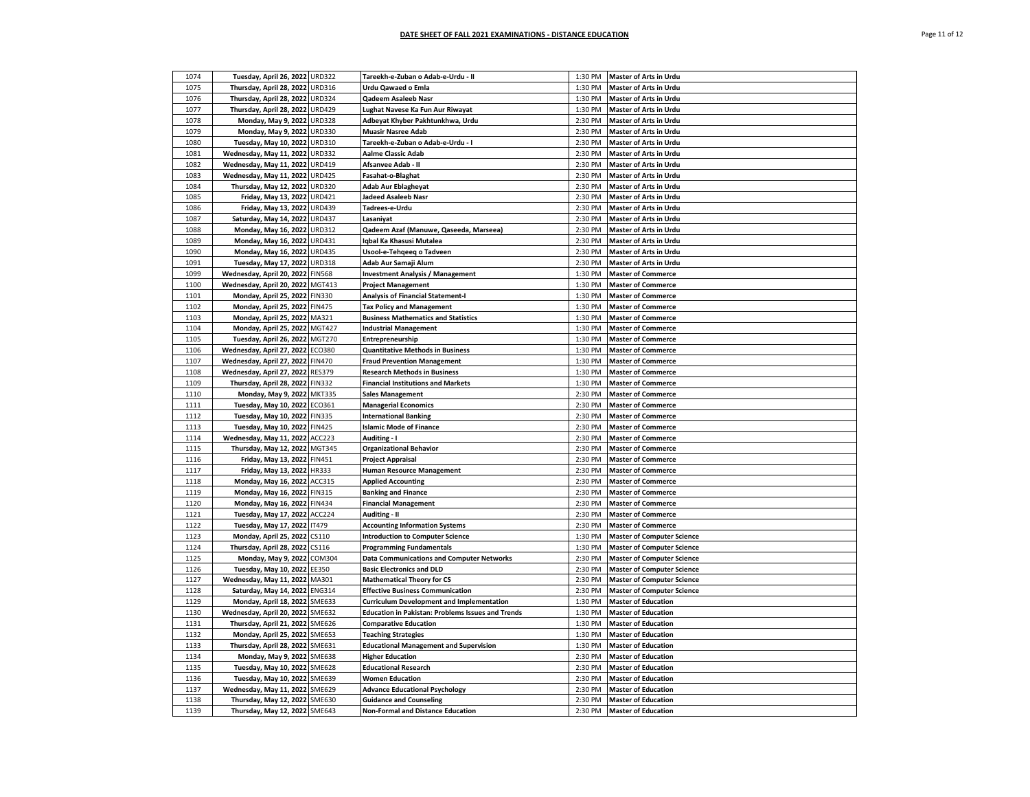**DATE SHEET OF FALL 2021 EXAMINATIONS - DISTANCE EDUCATION**

| | | | | | |
|---|---|---|---|---|---|
| 1074 | Tuesday, April 26, 2022 | URD322 | Tareekh-e-Zuban o Adab-e-Urdu - II | 1:30 PM | Master of Arts in Urdu |
| 1075 | Thursday, April 28, 2022 | URD316 | Urdu Qawaed o Emla | 1:30 PM | Master of Arts in Urdu |
| 1076 | Thursday, April 28, 2022 | URD324 | Qadeem Asaleeb Nasr | 1:30 PM | Master of Arts in Urdu |
| 1077 | Thursday, April 28, 2022 | URD429 | Lughat Navese Ka Fun Aur Riwayat | 1:30 PM | Master of Arts in Urdu |
| 1078 | Monday, May 9, 2022 | URD328 | Adbeyat Khyber Pakhtunkhwa, Urdu | 2:30 PM | Master of Arts in Urdu |
| 1079 | Monday, May 9, 2022 | URD330 | Muasir Nasree Adab | 2:30 PM | Master of Arts in Urdu |
| 1080 | Tuesday, May 10, 2022 | URD310 | Tareekh-e-Zuban o Adab-e-Urdu - I | 2:30 PM | Master of Arts in Urdu |
| 1081 | Wednesday, May 11, 2022 | URD332 | Aalme Classic Adab | 2:30 PM | Master of Arts in Urdu |
| 1082 | Wednesday, May 11, 2022 | URD419 | Afsanvee Adab - II | 2:30 PM | Master of Arts in Urdu |
| 1083 | Wednesday, May 11, 2022 | URD425 | Fasahat-o-Blaghat | 2:30 PM | Master of Arts in Urdu |
| 1084 | Thursday, May 12, 2022 | URD320 | Adab Aur Eblagheyat | 2:30 PM | Master of Arts in Urdu |
| 1085 | Friday, May 13, 2022 | URD421 | Jadeed Asaleeb Nasr | 2:30 PM | Master of Arts in Urdu |
| 1086 | Friday, May 13, 2022 | URD439 | Tadrees-e-Urdu | 2:30 PM | Master of Arts in Urdu |
| 1087 | Saturday, May 14, 2022 | URD437 | Lasaniyat | 2:30 PM | Master of Arts in Urdu |
| 1088 | Monday, May 16, 2022 | URD312 | Qadeem Azaf (Manuwe, Qaseeda, Marseea) | 2:30 PM | Master of Arts in Urdu |
| 1089 | Monday, May 16, 2022 | URD431 | Iqbal Ka Khasusi Mutalea | 2:30 PM | Master of Arts in Urdu |
| 1090 | Monday, May 16, 2022 | URD435 | Usool-e-Tehqeeq o Tadveen | 2:30 PM | Master of Arts in Urdu |
| 1091 | Tuesday, May 17, 2022 | URD318 | Adab Aur Samaji Alum | 2:30 PM | Master of Arts in Urdu |
| 1099 | Wednesday, April 20, 2022 | FIN568 | Investment Analysis / Management | 1:30 PM | Master of Commerce |
| 1100 | Wednesday, April 20, 2022 | MGT413 | Project Management | 1:30 PM | Master of Commerce |
| 1101 | Monday, April 25, 2022 | FIN330 | Analysis of Financial Statement-I | 1:30 PM | Master of Commerce |
| 1102 | Monday, April 25, 2022 | FIN475 | Tax Policy and Management | 1:30 PM | Master of Commerce |
| 1103 | Monday, April 25, 2022 | MA321 | Business Mathematics and Statistics | 1:30 PM | Master of Commerce |
| 1104 | Monday, April 25, 2022 | MGT427 | Industrial Management | 1:30 PM | Master of Commerce |
| 1105 | Tuesday, April 26, 2022 | MGT270 | Entrepreneurship | 1:30 PM | Master of Commerce |
| 1106 | Wednesday, April 27, 2022 | ECO380 | Quantitative Methods in Business | 1:30 PM | Master of Commerce |
| 1107 | Wednesday, April 27, 2022 | FIN470 | Fraud Prevention Management | 1:30 PM | Master of Commerce |
| 1108 | Wednesday, April 27, 2022 | RES379 | Research Methods in Business | 1:30 PM | Master of Commerce |
| 1109 | Thursday, April 28, 2022 | FIN332 | Financial Institutions and Markets | 1:30 PM | Master of Commerce |
| 1110 | Monday, May 9, 2022 | MKT335 | Sales Management | 2:30 PM | Master of Commerce |
| 1111 | Tuesday, May 10, 2022 | ECO361 | Managerial Economics | 2:30 PM | Master of Commerce |
| 1112 | Tuesday, May 10, 2022 | FIN335 | International Banking | 2:30 PM | Master of Commerce |
| 1113 | Tuesday, May 10, 2022 | FIN425 | Islamic Mode of Finance | 2:30 PM | Master of Commerce |
| 1114 | Wednesday, May 11, 2022 | ACC223 | Auditing - I | 2:30 PM | Master of Commerce |
| 1115 | Thursday, May 12, 2022 | MGT345 | Organizational Behavior | 2:30 PM | Master of Commerce |
| 1116 | Friday, May 13, 2022 | FIN451 | Project Appraisal | 2:30 PM | Master of Commerce |
| 1117 | Friday, May 13, 2022 | HR333 | Human Resource Management | 2:30 PM | Master of Commerce |
| 1118 | Monday, May 16, 2022 | ACC315 | Applied Accounting | 2:30 PM | Master of Commerce |
| 1119 | Monday, May 16, 2022 | FIN315 | Banking and Finance | 2:30 PM | Master of Commerce |
| 1120 | Monday, May 16, 2022 | FIN434 | Financial Management | 2:30 PM | Master of Commerce |
| 1121 | Tuesday, May 17, 2022 | ACC224 | Auditing - II | 2:30 PM | Master of Commerce |
| 1122 | Tuesday, May 17, 2022 | IT479 | Accounting Information Systems | 2:30 PM | Master of Commerce |
| 1123 | Monday, April 25, 2022 | CS110 | Introduction to Computer Science | 1:30 PM | Master of Computer Science |
| 1124 | Thursday, April 28, 2022 | CS116 | Programming Fundamentals | 1:30 PM | Master of Computer Science |
| 1125 | Monday, May 9, 2022 | COM304 | Data Communications and Computer Networks | 2:30 PM | Master of Computer Science |
| 1126 | Tuesday, May 10, 2022 | EE350 | Basic Electronics and DLD | 2:30 PM | Master of Computer Science |
| 1127 | Wednesday, May 11, 2022 | MA301 | Mathematical Theory for CS | 2:30 PM | Master of Computer Science |
| 1128 | Saturday, May 14, 2022 | ENG314 | Effective Business Communication | 2:30 PM | Master of Computer Science |
| 1129 | Monday, April 18, 2022 | SME633 | Curriculum Development and Implementation | 1:30 PM | Master of Education |
| 1130 | Wednesday, April 20, 2022 | SME632 | Education in Pakistan: Problems Issues and Trends | 1:30 PM | Master of Education |
| 1131 | Thursday, April 21, 2022 | SME626 | Comparative Education | 1:30 PM | Master of Education |
| 1132 | Monday, April 25, 2022 | SME653 | Teaching Strategies | 1:30 PM | Master of Education |
| 1133 | Thursday, April 28, 2022 | SME631 | Educational Management and Supervision | 1:30 PM | Master of Education |
| 1134 | Monday, May 9, 2022 | SME638 | Higher Education | 2:30 PM | Master of Education |
| 1135 | Tuesday, May 10, 2022 | SME628 | Educational Research | 2:30 PM | Master of Education |
| 1136 | Tuesday, May 10, 2022 | SME639 | Women Education | 2:30 PM | Master of Education |
| 1137 | Wednesday, May 11, 2022 | SME629 | Advance Educational Psychology | 2:30 PM | Master of Education |
| 1138 | Thursday, May 12, 2022 | SME630 | Guidance and Counseling | 2:30 PM | Master of Education |
| 1139 | Thursday, May 12, 2022 | SME643 | Non-Formal and Distance Education | 2:30 PM | Master of Education |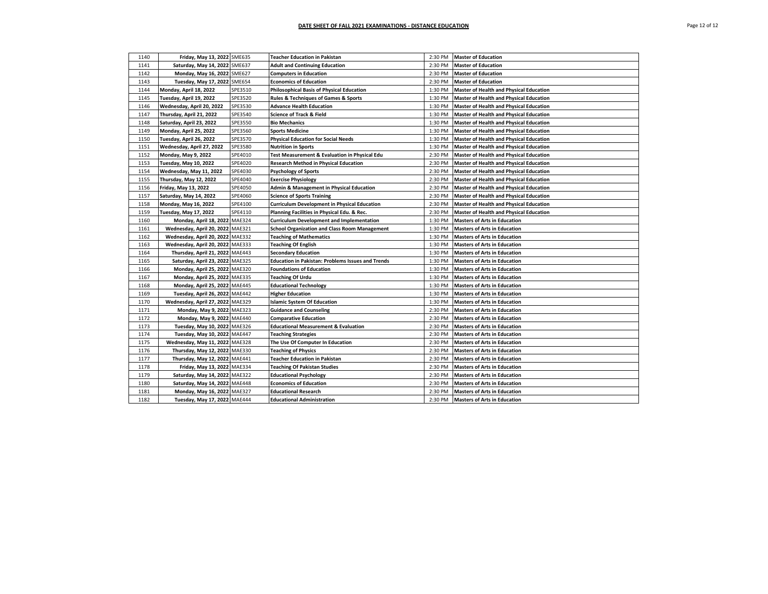## DATE SHEET OF FALL 2021 EXAMINATIONS - DISTANCE EDUCATION

| | | | | | |
|---|---|---|---|---|---|
| 1140 | Friday, May 13, 2022 | SME635 | Teacher Education in Pakistan | 2:30 PM | Master of Education |
| 1141 | Saturday, May 14, 2022 | SME637 | Adult and Continuing Education | 2:30 PM | Master of Education |
| 1142 | Monday, May 16, 2022 | SME627 | Computers in Education | 2:30 PM | Master of Education |
| 1143 | Tuesday, May 17, 2022 | SME654 | Economics of Education | 2:30 PM | Master of Education |
| 1144 | Monday, April 18, 2022 | SPE3510 | Philosophical Basis of Physical Education | 1:30 PM | Master of Health and Physical Education |
| 1145 | Tuesday, April 19, 2022 | SPE3520 | Rules & Techniques of Games & Sports | 1:30 PM | Master of Health and Physical Education |
| 1146 | Wednesday, April 20, 2022 | SPE3530 | Advance Health Education | 1:30 PM | Master of Health and Physical Education |
| 1147 | Thursday, April 21, 2022 | SPE3540 | Science of Track & Field | 1:30 PM | Master of Health and Physical Education |
| 1148 | Saturday, April 23, 2022 | SPE3550 | Bio Mechanics | 1:30 PM | Master of Health and Physical Education |
| 1149 | Monday, April 25, 2022 | SPE3560 | Sports Medicine | 1:30 PM | Master of Health and Physical Education |
| 1150 | Tuesday, April 26, 2022 | SPE3570 | Physical Education for Social Needs | 1:30 PM | Master of Health and Physical Education |
| 1151 | Wednesday, April 27, 2022 | SPE3580 | Nutrition in Sports | 1:30 PM | Master of Health and Physical Education |
| 1152 | Monday, May 9, 2022 | SPE4010 | Test Measurement & Evaluation in Physical Edu | 2:30 PM | Master of Health and Physical Education |
| 1153 | Tuesday, May 10, 2022 | SPE4020 | Research Method in Physical Education | 2:30 PM | Master of Health and Physical Education |
| 1154 | Wednesday, May 11, 2022 | SPE4030 | Psychology of Sports | 2:30 PM | Master of Health and Physical Education |
| 1155 | Thursday, May 12, 2022 | SPE4040 | Exercise Physiology | 2:30 PM | Master of Health and Physical Education |
| 1156 | Friday, May 13, 2022 | SPE4050 | Admin & Management in Physical Education | 2:30 PM | Master of Health and Physical Education |
| 1157 | Saturday, May 14, 2022 | SPE4060 | Science of Sports Training | 2:30 PM | Master of Health and Physical Education |
| 1158 | Monday, May 16, 2022 | SPE4100 | Curriculum Development in Physical Education | 2:30 PM | Master of Health and Physical Education |
| 1159 | Tuesday, May 17, 2022 | SPE4110 | Planning Facilities in Physical Edu. & Rec. | 2:30 PM | Master of Health and Physical Education |
| 1160 | Monday, April 18, 2022 | MAE324 | Curriculum Development and Implementation | 1:30 PM | Masters of Arts in Education |
| 1161 | Wednesday, April 20, 2022 | MAE321 | School Organization and Class Room Management | 1:30 PM | Masters of Arts in Education |
| 1162 | Wednesday, April 20, 2022 | MAE332 | Teaching of Mathematics | 1:30 PM | Masters of Arts in Education |
| 1163 | Wednesday, April 20, 2022 | MAE333 | Teaching Of English | 1:30 PM | Masters of Arts in Education |
| 1164 | Thursday, April 21, 2022 | MAE443 | Secondary Education | 1:30 PM | Masters of Arts in Education |
| 1165 | Saturday, April 23, 2022 | MAE325 | Education in Pakistan: Problems Issues and Trends | 1:30 PM | Masters of Arts in Education |
| 1166 | Monday, April 25, 2022 | MAE320 | Foundations of Education | 1:30 PM | Masters of Arts in Education |
| 1167 | Monday, April 25, 2022 | MAE335 | Teaching Of Urdu | 1:30 PM | Masters of Arts in Education |
| 1168 | Monday, April 25, 2022 | MAE445 | Educational Technology | 1:30 PM | Masters of Arts in Education |
| 1169 | Tuesday, April 26, 2022 | MAE442 | Higher Education | 1:30 PM | Masters of Arts in Education |
| 1170 | Wednesday, April 27, 2022 | MAE329 | Islamic System Of Education | 1:30 PM | Masters of Arts in Education |
| 1171 | Monday, May 9, 2022 | MAE323 | Guidance and Counseling | 2:30 PM | Masters of Arts in Education |
| 1172 | Monday, May 9, 2022 | MAE440 | Comparative Education | 2:30 PM | Masters of Arts in Education |
| 1173 | Tuesday, May 10, 2022 | MAE326 | Educational Measurement & Evaluation | 2:30 PM | Masters of Arts in Education |
| 1174 | Tuesday, May 10, 2022 | MAE447 | Teaching Strategies | 2:30 PM | Masters of Arts in Education |
| 1175 | Wednesday, May 11, 2022 | MAE328 | The Use Of Computer In Education | 2:30 PM | Masters of Arts in Education |
| 1176 | Thursday, May 12, 2022 | MAE330 | Teaching of Physics | 2:30 PM | Masters of Arts in Education |
| 1177 | Thursday, May 12, 2022 | MAE441 | Teacher Education in Pakistan | 2:30 PM | Masters of Arts in Education |
| 1178 | Friday, May 13, 2022 | MAE334 | Teaching Of Pakistan Studies | 2:30 PM | Masters of Arts in Education |
| 1179 | Saturday, May 14, 2022 | MAE322 | Educational Psychology | 2:30 PM | Masters of Arts in Education |
| 1180 | Saturday, May 14, 2022 | MAE448 | Economics of Education | 2:30 PM | Masters of Arts in Education |
| 1181 | Monday, May 16, 2022 | MAE327 | Educational Research | 2:30 PM | Masters of Arts in Education |
| 1182 | Tuesday, May 17, 2022 | MAE444 | Educational Administration | 2:30 PM | Masters of Arts in Education |